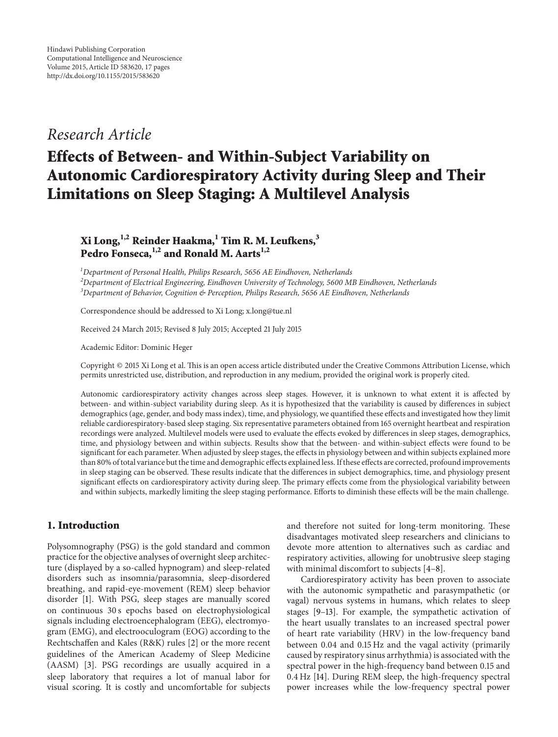Hindawi Publishing Corporation
Computational Intelligence and Neuroscience
Volume 2015, Article ID 583620, 17 pages
http://dx.doi.org/10.1155/2015/583620

*Research Article*

# Effects of Between- and Within-Subject Variability on Autonomic Cardiorespiratory Activity during Sleep and Their Limitations on Sleep Staging: A Multilevel Analysis

**Xi Long,[1,2] Reinder Haakma,[1] Tim R. M. Leufkens,[3] Pedro Fonseca,[1,2] and Ronald M. Aarts[1,2]**

[1]*Department of Personal Health, Philips Research, 5656 AE Eindhoven, Netherlands*
[2]*Department of Electrical Engineering, Eindhoven University of Technology, 5600 MB Eindhoven, Netherlands*
[3]*Department of Behavior, Cognition & Perception, Philips Research, 5656 AE Eindhoven, Netherlands*

Correspondence should be addressed to Xi Long; x.long@tue.nl

Received 24 March 2015; Revised 8 July 2015; Accepted 21 July 2015

Academic Editor: Dominic Heger

Copyright © 2015 Xi Long et al. This is an open access article distributed under the Creative Commons Attribution License, which permits unrestricted use, distribution, and reproduction in any medium, provided the original work is properly cited.

Autonomic cardiorespiratory activity changes across sleep stages. However, it is unknown to what extent it is affected by between- and within-subject variability during sleep. As it is hypothesized that the variability is caused by differences in subject demographics (age, gender, and body mass index), time, and physiology, we quantified these effects and investigated how they limit reliable cardiorespiratory-based sleep staging. Six representative parameters obtained from 165 overnight heartbeat and respiration recordings were analyzed. Multilevel models were used to evaluate the effects evoked by differences in sleep stages, demographics, time, and physiology between and within subjects. Results show that the between- and within-subject effects were found to be significant for each parameter. When adjusted by sleep stages, the effects in physiology between and within subjects explained more than 80% of total variance but the time and demographic effects explained less. If these effects are corrected, profound improvements in sleep staging can be observed. These results indicate that the differences in subject demographics, time, and physiology present significant effects on cardiorespiratory activity during sleep. The primary effects come from the physiological variability between and within subjects, markedly limiting the sleep staging performance. Efforts to diminish these effects will be the main challenge.

## 1. Introduction

Polysomnography (PSG) is the gold standard and common practice for the objective analyses of overnight sleep architecture (displayed by a so-called hypnogram) and sleep-related disorders such as insomnia/parasomnia, sleep-disordered breathing, and rapid-eye-movement (REM) sleep behavior disorder [1]. With PSG, sleep stages are manually scored on continuous 30 s epochs based on electrophysiological signals including electroencephalogram (EEG), electromyogram (EMG), and electrooculogram (EOG) according to the Rechtschaffen and Kales (R&K) rules [2] or the more recent guidelines of the American Academy of Sleep Medicine (AASM) [3]. PSG recordings are usually acquired in a sleep laboratory that requires a lot of manual labor for visual scoring. It is costly and uncomfortable for subjects and therefore not suited for long-term monitoring. These disadvantages motivated sleep researchers and clinicians to devote more attention to alternatives such as cardiac and respiratory activities, allowing for unobtrusive sleep staging with minimal discomfort to subjects [4–8].

Cardiorespiratory activity has been proven to associate with the autonomic sympathetic and parasympathetic (or vagal) nervous systems in humans, which relates to sleep stages [9–13]. For example, the sympathetic activation of the heart usually translates to an increased spectral power of heart rate variability (HRV) in the low-frequency band between 0.04 and 0.15 Hz and the vagal activity (primarily caused by respiratory sinus arrhythmia) is associated with the spectral power in the high-frequency band between 0.15 and 0.4 Hz [14]. During REM sleep, the high-frequency spectral power increases while the low-frequency spectral power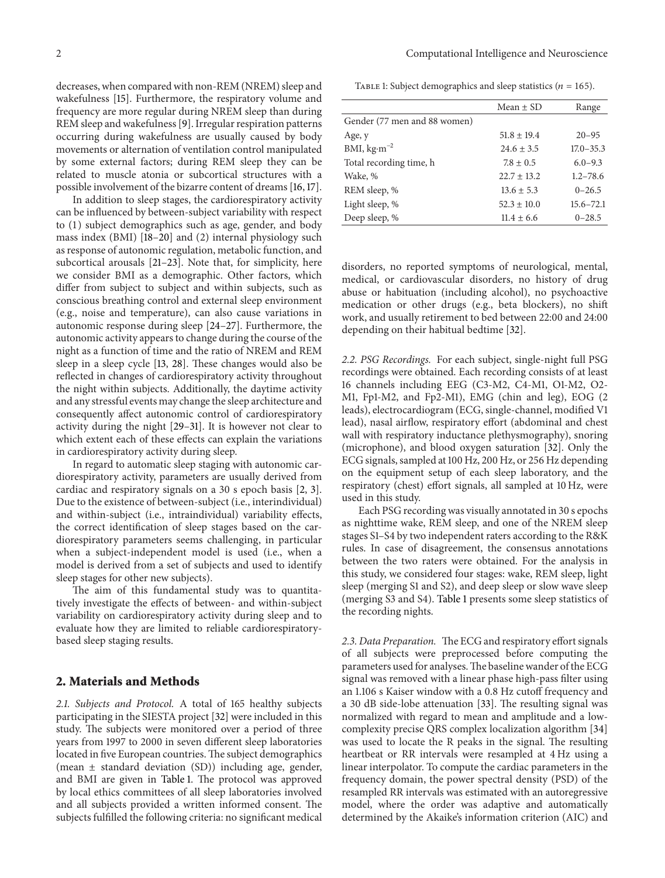decreases, when compared with non-REM (NREM) sleep and wakefulness [15]. Furthermore, the respiratory volume and frequency are more regular during NREM sleep than during REM sleep and wakefulness [9]. Irregular respiration patterns occurring during wakefulness are usually caused by body movements or alternation of ventilation control manipulated by some external factors; during REM sleep they can be related to muscle atonia or subcortical structures with a possible involvement of the bizarre content of dreams [16, 17].

In addition to sleep stages, the cardiorespiratory activity can be influenced by between-subject variability with respect to (1) subject demographics such as age, gender, and body mass index (BMI) [18–20] and (2) internal physiology such as response of autonomic regulation, metabolic function, and subcortical arousals [21–23]. Note that, for simplicity, here we consider BMI as a demographic. Other factors, which differ from subject to subject and within subjects, such as conscious breathing control and external sleep environment (e.g., noise and temperature), can also cause variations in autonomic response during sleep [24–27]. Furthermore, the autonomic activity appears to change during the course of the night as a function of time and the ratio of NREM and REM sleep in a sleep cycle [13, 28]. These changes would also be reflected in changes of cardiorespiratory activity throughout the night within subjects. Additionally, the daytime activity and any stressful events may change the sleep architecture and consequently affect autonomic control of cardiorespiratory activity during the night [29–31]. It is however not clear to which extent each of these effects can explain the variations in cardiorespiratory activity during sleep.

In regard to automatic sleep staging with autonomic cardiorespiratory activity, parameters are usually derived from cardiac and respiratory signals on a 30 s epoch basis [2, 3]. Due to the existence of between-subject (i.e., interindividual) and within-subject (i.e., intraindividual) variability effects, the correct identification of sleep stages based on the cardiorespiratory parameters seems challenging, in particular when a subject-independent model is used (i.e., when a model is derived from a set of subjects and used to identify sleep stages for other new subjects).

The aim of this fundamental study was to quantitatively investigate the effects of between- and within-subject variability on cardiorespiratory activity during sleep and to evaluate how they are limited to reliable cardiorespiratory-based sleep staging results.

## 2. Materials and Methods

*2.1. Subjects and Protocol.* A total of 165 healthy subjects participating in the SIESTA project [32] were included in this study. The subjects were monitored over a period of three years from 1997 to 2000 in seven different sleep laboratories located in five European countries. The subject demographics (mean ± standard deviation (SD)) including age, gender, and BMI are given in Table 1. The protocol was approved by local ethics committees of all sleep laboratories involved and all subjects provided a written informed consent. The subjects fulfilled the following criteria: no significant medical disorders, no reported symptoms of neurological, mental, medical, or cardiovascular disorders, no history of drug abuse or habituation (including alcohol), no psychoactive medication or other drugs (e.g., beta blockers), no shift work, and usually retirement to bed between 22:00 and 24:00 depending on their habitual bedtime [32].

Table 1: Subject demographics and sleep statistics ($n = 165$).

| | Mean ± SD | Range |
|---|---|---|
| Gender (77 men and 88 women) | | |
| Age, y | 51.8 ± 19.4 | 20–95 |
| BMI, kg·m$^{-2}$ | 24.6 ± 3.5 | 17.0–35.3 |
| Total recording time, h | 7.8 ± 0.5 | 6.0–9.3 |
| Wake, % | 22.7 ± 13.2 | 1.2–78.6 |
| REM sleep, % | 13.6 ± 5.3 | 0–26.5 |
| Light sleep, % | 52.3 ± 10.0 | 15.6–72.1 |
| Deep sleep, % | 11.4 ± 6.6 | 0–28.5 |

*2.2. PSG Recordings.* For each subject, single-night full PSG recordings were obtained. Each recording consists of at least 16 channels including EEG (C3-M2, C4-M1, O1-M2, O2-M1, Fp1-M2, and Fp2-M1), EMG (chin and leg), EOG (2 leads), electrocardiogram (ECG, single-channel, modified V1 lead), nasal airflow, respiratory effort (abdominal and chest wall with respiratory inductance plethysmography), snoring (microphone), and blood oxygen saturation [32]. Only the ECG signals, sampled at 100 Hz, 200 Hz, or 256 Hz depending on the equipment setup of each sleep laboratory, and the respiratory (chest) effort signals, all sampled at 10 Hz, were used in this study.

Each PSG recording was visually annotated in 30 s epochs as nighttime wake, REM sleep, and one of the NREM sleep stages S1–S4 by two independent raters according to the R&K rules. In case of disagreement, the consensus annotations between the two raters were obtained. For the analysis in this study, we considered four stages: wake, REM sleep, light sleep (merging S1 and S2), and deep sleep or slow wave sleep (merging S3 and S4). Table 1 presents some sleep statistics of the recording nights.

*2.3. Data Preparation.* The ECG and respiratory effort signals of all subjects were preprocessed before computing the parameters used for analyses. The baseline wander of the ECG signal was removed with a linear phase high-pass filter using an 1.106 s Kaiser window with a 0.8 Hz cutoff frequency and a 30 dB side-lobe attenuation [33]. The resulting signal was normalized with regard to mean and amplitude and a low-complexity precise QRS complex localization algorithm [34] was used to locate the R peaks in the signal. The resulting heartbeat or RR intervals were resampled at 4 Hz using a linear interpolator. To compute the cardiac parameters in the frequency domain, the power spectral density (PSD) of the resampled RR intervals was estimated with an autoregressive model, where the order was adaptive and automatically determined by the Akaike's information criterion (AIC) and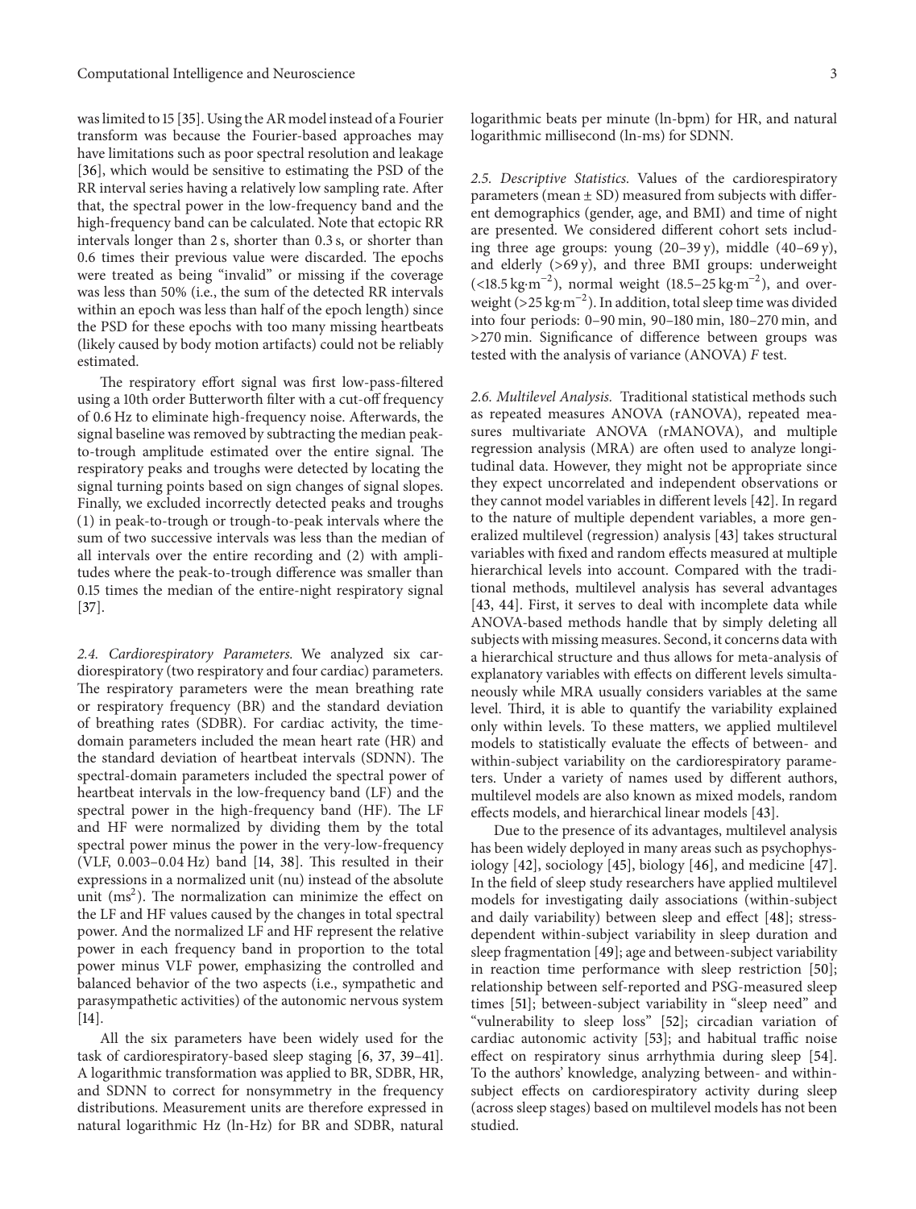was limited to 15 [35]. Using the AR model instead of a Fourier transform was because the Fourier-based approaches may have limitations such as poor spectral resolution and leakage [36], which would be sensitive to estimating the PSD of the RR interval series having a relatively low sampling rate. After that, the spectral power in the low-frequency band and the high-frequency band can be calculated. Note that ectopic RR intervals longer than 2 s, shorter than 0.3 s, or shorter than 0.6 times their previous value were discarded. The epochs were treated as being "invalid" or missing if the coverage was less than 50% (i.e., the sum of the detected RR intervals within an epoch was less than half of the epoch length) since the PSD for these epochs with too many missing heartbeats (likely caused by body motion artifacts) could not be reliably estimated.

The respiratory effort signal was first low-pass-filtered using a 10th order Butterworth filter with a cut-off frequency of 0.6 Hz to eliminate high-frequency noise. Afterwards, the signal baseline was removed by subtracting the median peak-to-trough amplitude estimated over the entire signal. The respiratory peaks and troughs were detected by locating the signal turning points based on sign changes of signal slopes. Finally, we excluded incorrectly detected peaks and troughs (1) in peak-to-trough or trough-to-peak intervals where the sum of two successive intervals was less than the median of all intervals over the entire recording and (2) with amplitudes where the peak-to-trough difference was smaller than 0.15 times the median of the entire-night respiratory signal [37].

*2.4. Cardiorespiratory Parameters.* We analyzed six cardiorespiratory (two respiratory and four cardiac) parameters. The respiratory parameters were the mean breathing rate or respiratory frequency (BR) and the standard deviation of breathing rates (SDBR). For cardiac activity, the time-domain parameters included the mean heart rate (HR) and the standard deviation of heartbeat intervals (SDNN). The spectral-domain parameters included the spectral power of heartbeat intervals in the low-frequency band (LF) and the spectral power in the high-frequency band (HF). The LF and HF were normalized by dividing them by the total spectral power minus the power in the very-low-frequency (VLF, 0.003–0.04 Hz) band [14, 38]. This resulted in their expressions in a normalized unit (nu) instead of the absolute unit ($ms^2$). The normalization can minimize the effect on the LF and HF values caused by the changes in total spectral power. And the normalized LF and HF represent the relative power in each frequency band in proportion to the total power minus VLF power, emphasizing the controlled and balanced behavior of the two aspects (i.e., sympathetic and parasympathetic activities) of the autonomic nervous system [14].

All the six parameters have been widely used for the task of cardiorespiratory-based sleep staging [6, 37, 39–41]. A logarithmic transformation was applied to BR, SDBR, HR, and SDNN to correct for nonsymmetry in the frequency distributions. Measurement units are therefore expressed in natural logarithmic Hz (ln-Hz) for BR and SDBR, natural logarithmic beats per minute (ln-bpm) for HR, and natural logarithmic millisecond (ln-ms) for SDNN.

*2.5. Descriptive Statistics.* Values of the cardiorespiratory parameters (mean ± SD) measured from subjects with different demographics (gender, age, and BMI) and time of night are presented. We considered different cohort sets including three age groups: young (20–39 y), middle (40–69 y), and elderly (>69 y), and three BMI groups: underweight ($<18.5\,\text{kg}\cdot\text{m}^{-2}$), normal weight ($18.5$–$25\,\text{kg}\cdot\text{m}^{-2}$), and overweight ($>25\,\text{kg}\cdot\text{m}^{-2}$). In addition, total sleep time was divided into four periods: 0–90 min, 90–180 min, 180–270 min, and >270 min. Significance of difference between groups was tested with the analysis of variance (ANOVA) $F$ test.

*2.6. Multilevel Analysis.* Traditional statistical methods such as repeated measures ANOVA (rANOVA), repeated measures multivariate ANOVA (rMANOVA), and multiple regression analysis (MRA) are often used to analyze longitudinal data. However, they might not be appropriate since they expect uncorrelated and independent observations or they cannot model variables in different levels [42]. In regard to the nature of multiple dependent variables, a more generalized multilevel (regression) analysis [43] takes structural variables with fixed and random effects measured at multiple hierarchical levels into account. Compared with the traditional methods, multilevel analysis has several advantages [43, 44]. First, it serves to deal with incomplete data while ANOVA-based methods handle that by simply deleting all subjects with missing measures. Second, it concerns data with a hierarchical structure and thus allows for meta-analysis of explanatory variables with effects on different levels simultaneously while MRA usually considers variables at the same level. Third, it is able to quantify the variability explained only within levels. To these matters, we applied multilevel models to statistically evaluate the effects of between- and within-subject variability on the cardiorespiratory parameters. Under a variety of names used by different authors, multilevel models are also known as mixed models, random effects models, and hierarchical linear models [43].

Due to the presence of its advantages, multilevel analysis has been widely deployed in many areas such as psychophysiology [42], sociology [45], biology [46], and medicine [47]. In the field of sleep study researchers have applied multilevel models for investigating daily associations (within-subject and daily variability) between sleep and effect [48]; stress-dependent within-subject variability in sleep duration and sleep fragmentation [49]; age and between-subject variability in reaction time performance with sleep restriction [50]; relationship between self-reported and PSG-measured sleep times [51]; between-subject variability in "sleep need" and "vulnerability to sleep loss" [52]; circadian variation of cardiac autonomic activity [53]; and habitual traffic noise effect on respiratory sinus arrhythmia during sleep [54]. To the authors' knowledge, analyzing between- and within-subject effects on cardiorespiratory activity during sleep (across sleep stages) based on multilevel models has not been studied.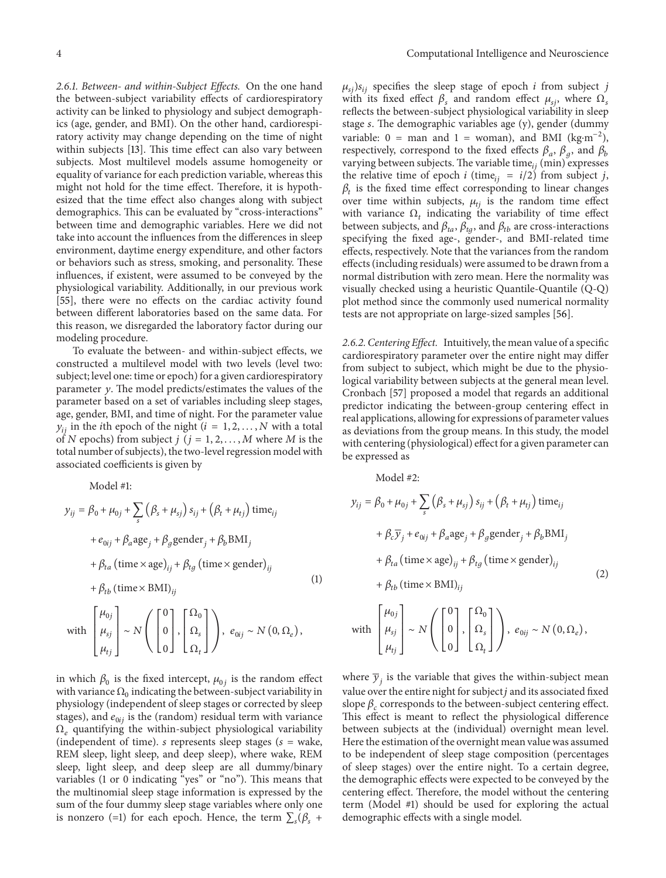*2.6.1. Between- and within-Subject Effects.* On the one hand the between-subject variability effects of cardiorespiratory activity can be linked to physiology and subject demographics (age, gender, and BMI). On the other hand, cardiorespiratory activity may change depending on the time of night within subjects [13]. This time effect can also vary between subjects. Most multilevel models assume homogeneity or equality of variance for each prediction variable, whereas this might not hold for the time effect. Therefore, it is hypothesized that the time effect also changes along with subject demographics. This can be evaluated by "cross-interactions" between time and demographic variables. Here we did not take into account the influences from the differences in sleep environment, daytime energy expenditure, and other factors or behaviors such as stress, smoking, and personality. These influences, if existent, were assumed to be conveyed by the physiological variability. Additionally, in our previous work [55], there were no effects on the cardiac activity found between different laboratories based on the same data. For this reason, we disregarded the laboratory factor during our modeling procedure.

To evaluate the between- and within-subject effects, we constructed a multilevel model with two levels (level two: subject; level one: time or epoch) for a given cardiorespiratory parameter $y$. The model predicts/estimates the values of the parameter based on a set of variables including sleep stages, age, gender, BMI, and time of night. For the parameter value $y_{ij}$ in the $i$th epoch of the night ($i = 1, 2, \ldots, N$ with a total of $N$ epochs) from subject $j$ ($j = 1, 2, \ldots, M$ where $M$ is the total number of subjects), the two-level regression model with associated coefficients is given by

Model #1:

$$
\begin{aligned}
y_{ij} = {} & \beta_0 + \mu_{0j} + \sum_s \left(\beta_s + \mu_{sj}\right) s_{ij} + \left(\beta_t + \mu_{tj}\right) \text{time}_{ij} \\
& + e_{0ij} + \beta_a \text{age}_j + \beta_g \text{gender}_j + \beta_b \text{BMI}_j \\
& + \beta_{ta} \left(\text{time} \times \text{age}\right)_{ij} + \beta_{tg} \left(\text{time} \times \text{gender}\right)_{ij} \\
& + \beta_{tb} \left(\text{time} \times \text{BMI}\right)_{ij} \\
\text{with } & \begin{bmatrix} \mu_{0j} \\ \mu_{sj} \\ \mu_{tj} \end{bmatrix} \sim N\left( \begin{bmatrix} 0 \\ 0 \\ 0 \end{bmatrix}, \begin{bmatrix} \Omega_0 \\ \Omega_s \\ \Omega_t \end{bmatrix} \right), \; e_{0ij} \sim N\left(0, \Omega_e\right),
\end{aligned}
\tag{1}
$$

in which $\beta_0$ is the fixed intercept, $\mu_{0j}$ is the random effect with variance $\Omega_0$ indicating the between-subject variability in physiology (independent of sleep stages or corrected by sleep stages), and $e_{0ij}$ is the (random) residual term with variance $\Omega_e$ quantifying the within-subject physiological variability (independent of time). $s$ represents sleep stages ($s$ = wake, REM sleep, light sleep, and deep sleep), where wake, REM sleep, light sleep, and deep sleep are all dummy/binary variables (1 or 0 indicating "yes" or "no"). This means that the multinomial sleep stage information is expressed by the sum of the four dummy sleep stage variables where only one is nonzero (=1) for each epoch. Hence, the term $\sum_s(\beta_s + \mu_{sj})s_{ij}$ specifies the sleep stage of epoch $i$ from subject $j$ with its fixed effect $\beta_s$ and random effect $\mu_{sj}$, where $\Omega_s$ reflects the between-subject physiological variability in sleep stage $s$. The demographic variables age (y), gender (dummy variable: 0 = man and 1 = woman), and BMI ($\text{kg}\cdot\text{m}^{-2}$), respectively, correspond to the fixed effects $\beta_a$, $\beta_g$, and $\beta_b$ varying between subjects. The variable $\text{time}_{ij}$ (min) expresses the relative time of epoch $i$ ($\text{time}_{ij} = i/2$) from subject $j$, $\beta_t$ is the fixed time effect corresponding to linear changes over time within subjects, $\mu_{tj}$ is the random time effect with variance $\Omega_t$ indicating the variability of time effect between subjects, and $\beta_{ta}$, $\beta_{tg}$, and $\beta_{tb}$ are cross-interactions specifying the fixed age-, gender-, and BMI-related time effects, respectively. Note that the variances from the random effects (including residuals) were assumed to be drawn from a normal distribution with zero mean. Here the normality was visually checked using a heuristic Quantile-Quantile (Q-Q) plot method since the commonly used numerical normality tests are not appropriate on large-sized samples [56].

*2.6.2. Centering Effect.* Intuitively, the mean value of a specific cardiorespiratory parameter over the entire night may differ from subject to subject, which might be due to the physiological variability between subjects at the general mean level. Cronbach [57] proposed a model that regards an additional predictor indicating the between-group centering effect in real applications, allowing for expressions of parameter values as deviations from the group means. In this study, the model with centering (physiological) effect for a given parameter can be expressed as

Model #2:

$$
\begin{aligned}
y_{ij} = {} & \beta_0 + \mu_{0j} + \sum_s \left(\beta_s + \mu_{sj}\right) s_{ij} + \left(\beta_t + \mu_{tj}\right) \text{time}_{ij} \\
& + \beta_c \overline{y}_j + e_{0ij} + \beta_a \text{age}_j + \beta_g \text{gender}_j + \beta_b \text{BMI}_j \\
& + \beta_{ta} \left(\text{time} \times \text{age}\right)_{ij} + \beta_{tg} \left(\text{time} \times \text{gender}\right)_{ij} \\
& + \beta_{tb} \left(\text{time} \times \text{BMI}\right)_{ij} \\
\text{with } & \begin{bmatrix} \mu_{0j} \\ \mu_{sj} \\ \mu_{tj} \end{bmatrix} \sim N\left( \begin{bmatrix} 0 \\ 0 \\ 0 \end{bmatrix}, \begin{bmatrix} \Omega_0 \\ \Omega_s \\ \Omega_t \end{bmatrix} \right), \; e_{0ij} \sim N\left(0, \Omega_e\right),
\end{aligned}
\tag{2}
$$

where $\overline{y}_j$ is the variable that gives the within-subject mean value over the entire night for subject $j$ and its associated fixed slope $\beta_c$ corresponds to the between-subject centering effect. This effect is meant to reflect the physiological difference between subjects at the (individual) overnight mean level. Here the estimation of the overnight mean value was assumed to be independent of sleep stage composition (percentages of sleep stages) over the entire night. To a certain degree, the demographic effects were expected to be conveyed by the centering effect. Therefore, the model without the centering term (Model #1) should be used for exploring the actual demographic effects with a single model.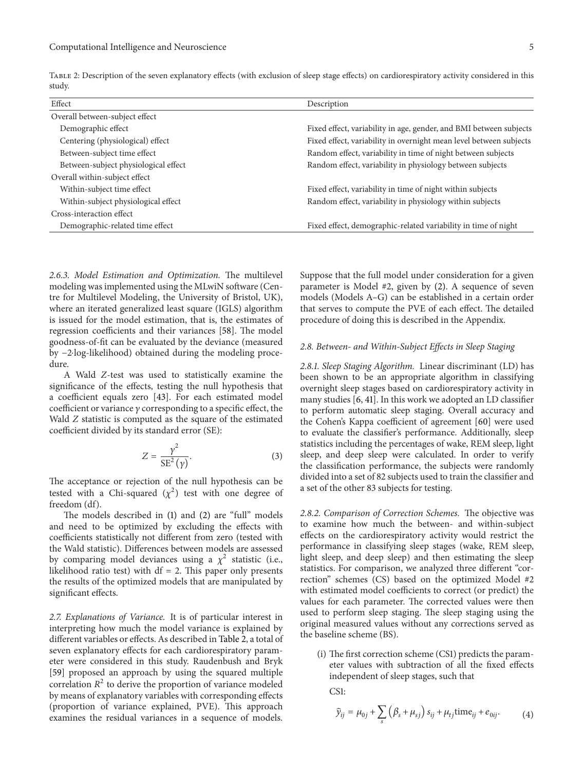Table 2: Description of the seven explanatory effects (with exclusion of sleep stage effects) on cardiorespiratory activity considered in this study.

| Effect | Description |
|---|---|
| Overall between-subject effect | |
| Demographic effect | Fixed effect, variability in age, gender, and BMI between subjects |
| Centering (physiological) effect | Fixed effect, variability in overnight mean level between subjects |
| Between-subject time effect | Random effect, variability in time of night between subjects |
| Between-subject physiological effect | Random effect, variability in physiology between subjects |
| Overall within-subject effect | |
| Within-subject time effect | Fixed effect, variability in time of night within subjects |
| Within-subject physiological effect | Random effect, variability in physiology within subjects |
| Cross-interaction effect | |
| Demographic-related time effect | Fixed effect, demographic-related variability in time of night |

*2.6.3. Model Estimation and Optimization.* The multilevel modeling was implemented using the MLwiN software (Centre for Multilevel Modeling, the University of Bristol, UK), where an iterated generalized least square (IGLS) algorithm is issued for the model estimation, that is, the estimates of regression coefficients and their variances [58]. The model goodness-of-fit can be evaluated by the deviance (measured by −2·log-likelihood) obtained during the modeling procedure.

A Wald $Z$-test was used to statistically examine the significance of the effects, testing the null hypothesis that a coefficient equals zero [43]. For each estimated model coefficient or variance $\gamma$ corresponding to a specific effect, the Wald $Z$ statistic is computed as the square of the estimated coefficient divided by its standard error (SE):

$$Z = \frac{\gamma^2}{\mathrm{SE}^2(\gamma)}. \tag{3}$$

The acceptance or rejection of the null hypothesis can be tested with a Chi-squared ($\chi^2$) test with one degree of freedom (df).

The models described in (1) and (2) are "full" models and need to be optimized by excluding the effects with coefficients statistically not different from zero (tested with the Wald statistic). Differences between models are assessed by comparing model deviances using a $\chi^2$ statistic (i.e., likelihood ratio test) with df = 2. This paper only presents the results of the optimized models that are manipulated by significant effects.

*2.7. Explanations of Variance.* It is of particular interest in interpreting how much the model variance is explained by different variables or effects. As described in Table 2, a total of seven explanatory effects for each cardiorespiratory parameter were considered in this study. Raudenbush and Bryk [59] proposed an approach by using the squared multiple correlation $R^2$ to derive the proportion of variance modeled by means of explanatory variables with corresponding effects (proportion of variance explained, PVE). This approach examines the residual variances in a sequence of models. Suppose that the full model under consideration for a given parameter is Model #2, given by (2). A sequence of seven models (Models A–G) can be established in a certain order that serves to compute the PVE of each effect. The detailed procedure of doing this is described in the Appendix.

*2.8. Between- and Within-Subject Effects in Sleep Staging*

*2.8.1. Sleep Staging Algorithm.* Linear discriminant (LD) has been shown to be an appropriate algorithm in classifying overnight sleep stages based on cardiorespiratory activity in many studies [6, 41]. In this work we adopted an LD classifier to perform automatic sleep staging. Overall accuracy and the Cohen's Kappa coefficient of agreement [60] were used to evaluate the classifier's performance. Additionally, sleep statistics including the percentages of wake, REM sleep, light sleep, and deep sleep were calculated. In order to verify the classification performance, the subjects were randomly divided into a set of 82 subjects used to train the classifier and a set of the other 83 subjects for testing.

*2.8.2. Comparison of Correction Schemes.* The objective was to examine how much the between- and within-subject effects on the cardiorespiratory activity would restrict the performance in classifying sleep stages (wake, REM sleep, light sleep, and deep sleep) and then estimating the sleep statistics. For comparison, we analyzed three different "correction" schemes (CS) based on the optimized Model #2 with estimated model coefficients to correct (or predict) the values for each parameter. The corrected values were then used to perform sleep staging. The sleep staging using the original measured values without any corrections served as the baseline scheme (BS).

(i) The first correction scheme (CS1) predicts the parameter values with subtraction of all the fixed effects independent of sleep stages, such that

CS1:

$$\hat{y}_{ij} = \mu_{0j} + \sum_{s} \left(\beta_s + \mu_{sj}\right) s_{ij} + \mu_{tj} \mathrm{time}_{ij} + e_{0ij}. \tag{4}$$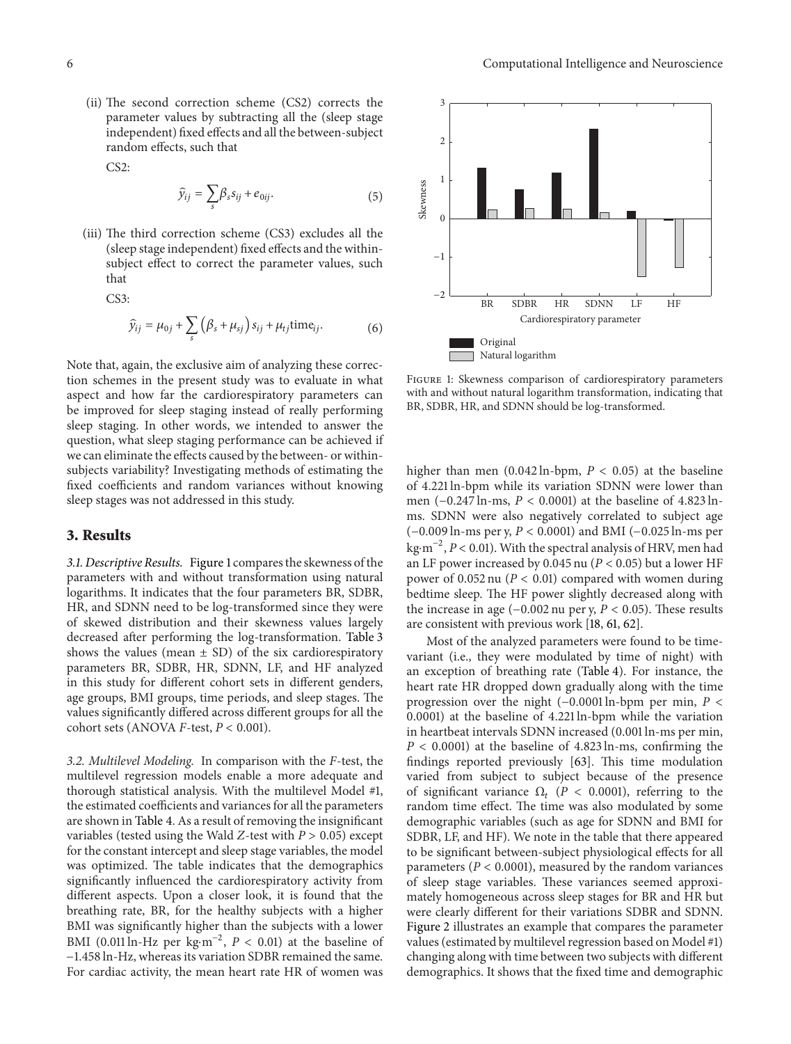(ii) The second correction scheme (CS2) corrects the parameter values by subtracting all the (sleep stage independent) fixed effects and all the between-subject random effects, such that

CS2:

$$\hat{y}_{ij} = \sum_{s} \beta_s s_{ij} + e_{0ij}. \quad (5)$$

(iii) The third correction scheme (CS3) excludes all the (sleep stage independent) fixed effects and the within-subject effect to correct the parameter values, such that

CS3:

$$\hat{y}_{ij} = \mu_{0j} + \sum_{s} \left(\beta_s + \mu_{sj}\right) s_{ij} + \mu_{tj}\text{time}_{ij}. \quad (6)$$

Note that, again, the exclusive aim of analyzing these correction schemes in the present study was to evaluate in what aspect and how far the cardiorespiratory parameters can be improved for sleep staging instead of really performing sleep staging. In other words, we intended to answer the question, what sleep staging performance can be achieved if we can eliminate the effects caused by the between- or within-subjects variability? Investigating methods of estimating the fixed coefficients and random variances without knowing sleep stages was not addressed in this study.

## 3. Results

*3.1. Descriptive Results.* Figure 1 compares the skewness of the parameters with and without transformation using natural logarithms. It indicates that the four parameters BR, SDBR, HR, and SDNN need to be log-transformed since they were of skewed distribution and their skewness values largely decreased after performing the log-transformation. Table 3 shows the values (mean ± SD) of the six cardiorespiratory parameters BR, SDBR, HR, SDNN, LF, and HF analyzed in this study for different cohort sets in different genders, age groups, BMI groups, time periods, and sleep stages. The values significantly differed across different groups for all the cohort sets (ANOVA $F$-test, $P < 0.001$).

*3.2. Multilevel Modeling.* In comparison with the $F$-test, the multilevel regression models enable a more adequate and thorough statistical analysis. With the multilevel Model #1, the estimated coefficients and variances for all the parameters are shown in Table 4. As a result of removing the insignificant variables (tested using the Wald $Z$-test with $P > 0.05$) except for the constant intercept and sleep stage variables, the model was optimized. The table indicates that the demographics significantly influenced the cardiorespiratory activity from different aspects. Upon a closer look, it is found that the breathing rate, BR, for the healthy subjects with a higher BMI was significantly higher than the subjects with a lower BMI (0.011 ln-Hz per kg·m$^{-2}$, $P < 0.01$) at the baseline of −1.458 ln-Hz, whereas its variation SDBR remained the same. For cardiac activity, the mean heart rate HR of women was

Figure 1: Skewness comparison of cardiorespiratory parameters with and without natural logarithm transformation, indicating that BR, SDBR, HR, and SDNN should be log-transformed.

higher than men (0.042 ln-bpm, $P < 0.05$) at the baseline of 4.221 ln-bpm while its variation SDNN were lower than men (−0.247 ln-ms, $P < 0.0001$) at the baseline of 4.823 ln-ms. SDNN were also negatively correlated to subject age (−0.009 ln-ms per y, $P < 0.0001$) and BMI (−0.025 ln-ms per kg·m$^{-2}$, $P < 0.01$). With the spectral analysis of HRV, men had an LF power increased by 0.045 nu ($P < 0.05$) but a lower HF power of 0.052 nu ($P < 0.01$) compared with women during bedtime sleep. The HF power slightly decreased along with the increase in age (−0.002 nu per y, $P < 0.05$). These results are consistent with previous work [18, 61, 62].

Most of the analyzed parameters were found to be time-variant (i.e., they were modulated by time of night) with an exception of breathing rate (Table 4). For instance, the heart rate HR dropped down gradually along with the time progression over the night (−0.0001 ln-bpm per min, $P < 0.0001$) at the baseline of 4.221 ln-bpm while the variation in heartbeat intervals SDNN increased (0.001 ln-ms per min, $P < 0.0001$) at the baseline of 4.823 ln-ms, confirming the findings reported previously [63]. This time modulation varied from subject to subject because of the presence of significant variance $\Omega_t$ ($P < 0.0001$), referring to the random time effect. The time was also modulated by some demographic variables (such as age for SDNN and BMI for SDBR, LF, and HF). We note in the table that there appeared to be significant between-subject physiological effects for all parameters ($P < 0.0001$), measured by the random variances of sleep stage variables. These variances seemed approximately homogeneous across sleep stages for BR and HR but were clearly different for their variations SDBR and SDNN. Figure 2 illustrates an example that compares the parameter values (estimated by multilevel regression based on Model #1) changing along with time between two subjects with different demographics. It shows that the fixed time and demographic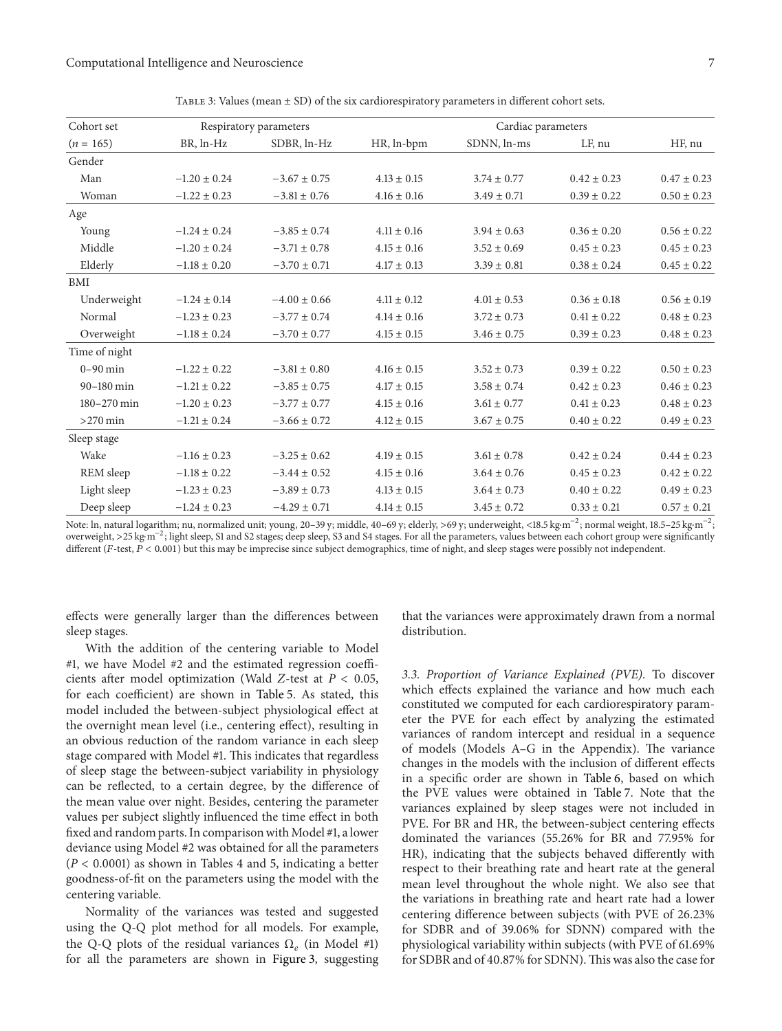Table 3: Values (mean ± SD) of the six cardiorespiratory parameters in different cohort sets.

| Cohort set | Respiratory parameters | | Cardiac parameters | | | |
|---|---|---|---|---|---|---|
| ($n$ = 165) | BR, ln-Hz | SDBR, ln-Hz | HR, ln-bpm | SDNN, ln-ms | LF, nu | HF, nu |
| Gender | | | | | | |
| Man | −1.20 ± 0.24 | −3.67 ± 0.75 | 4.13 ± 0.15 | 3.74 ± 0.77 | 0.42 ± 0.23 | 0.47 ± 0.23 |
| Woman | −1.22 ± 0.23 | −3.81 ± 0.76 | 4.16 ± 0.16 | 3.49 ± 0.71 | 0.39 ± 0.22 | 0.50 ± 0.23 |
| Age | | | | | | |
| Young | −1.24 ± 0.24 | −3.85 ± 0.74 | 4.11 ± 0.16 | 3.94 ± 0.63 | 0.36 ± 0.20 | 0.56 ± 0.22 |
| Middle | −1.20 ± 0.24 | −3.71 ± 0.78 | 4.15 ± 0.16 | 3.52 ± 0.69 | 0.45 ± 0.23 | 0.45 ± 0.23 |
| Elderly | −1.18 ± 0.20 | −3.70 ± 0.71 | 4.17 ± 0.13 | 3.39 ± 0.81 | 0.38 ± 0.24 | 0.45 ± 0.22 |
| BMI | | | | | | |
| Underweight | −1.24 ± 0.14 | −4.00 ± 0.66 | 4.11 ± 0.12 | 4.01 ± 0.53 | 0.36 ± 0.18 | 0.56 ± 0.19 |
| Normal | −1.23 ± 0.23 | −3.77 ± 0.74 | 4.14 ± 0.16 | 3.72 ± 0.73 | 0.41 ± 0.22 | 0.48 ± 0.23 |
| Overweight | −1.18 ± 0.24 | −3.70 ± 0.77 | 4.15 ± 0.15 | 3.46 ± 0.75 | 0.39 ± 0.23 | 0.48 ± 0.23 |
| Time of night | | | | | | |
| 0–90 min | −1.22 ± 0.22 | −3.81 ± 0.80 | 4.16 ± 0.15 | 3.52 ± 0.73 | 0.39 ± 0.22 | 0.50 ± 0.23 |
| 90–180 min | −1.21 ± 0.22 | −3.85 ± 0.75 | 4.17 ± 0.15 | 3.58 ± 0.74 | 0.42 ± 0.23 | 0.46 ± 0.23 |
| 180–270 min | −1.20 ± 0.23 | −3.77 ± 0.77 | 4.15 ± 0.16 | 3.61 ± 0.77 | 0.41 ± 0.23 | 0.48 ± 0.23 |
| >270 min | −1.21 ± 0.24 | −3.66 ± 0.72 | 4.12 ± 0.15 | 3.67 ± 0.75 | 0.40 ± 0.22 | 0.49 ± 0.23 |
| Sleep stage | | | | | | |
| Wake | −1.16 ± 0.23 | −3.25 ± 0.62 | 4.19 ± 0.15 | 3.61 ± 0.78 | 0.42 ± 0.24 | 0.44 ± 0.23 |
| REM sleep | −1.18 ± 0.22 | −3.44 ± 0.52 | 4.15 ± 0.16 | 3.64 ± 0.76 | 0.45 ± 0.23 | 0.42 ± 0.22 |
| Light sleep | −1.23 ± 0.23 | −3.89 ± 0.73 | 4.13 ± 0.15 | 3.64 ± 0.73 | 0.40 ± 0.22 | 0.49 ± 0.23 |
| Deep sleep | −1.24 ± 0.23 | −4.29 ± 0.71 | 4.14 ± 0.15 | 3.45 ± 0.72 | 0.33 ± 0.21 | 0.57 ± 0.21 |

Note: ln, natural logarithm; nu, normalized unit; young, 20–39 y; middle, 40–69 y; elderly, >69 y; underweight, <18.5 kg·m$^{-2}$; normal weight, 18.5–25 kg·m$^{-2}$; overweight, >25 kg·m$^{-2}$; light sleep, S1 and S2 stages; deep sleep, S3 and S4 stages. For all the parameters, values between each cohort group were significantly different ($F$-test, $P < 0.001$) but this may be imprecise since subject demographics, time of night, and sleep stages were possibly not independent.

effects were generally larger than the differences between sleep stages.

With the addition of the centering variable to Model #1, we have Model #2 and the estimated regression coefficients after model optimization (Wald $Z$-test at $P < 0.05$, for each coefficient) are shown in Table 5. As stated, this model included the between-subject physiological effect at the overnight mean level (i.e., centering effect), resulting in an obvious reduction of the random variance in each sleep stage compared with Model #1. This indicates that regardless of sleep stage the between-subject variability in physiology can be reflected, to a certain degree, by the difference of the mean value over night. Besides, centering the parameter values per subject slightly influenced the time effect in both fixed and random parts. In comparison with Model #1, a lower deviance using Model #2 was obtained for all the parameters ($P < 0.0001$) as shown in Tables 4 and 5, indicating a better goodness-of-fit on the parameters using the model with the centering variable.

Normality of the variances was tested and suggested using the Q-Q plot method for all models. For example, the Q-Q plots of the residual variances $\Omega_e$ (in Model #1) for all the parameters are shown in Figure 3, suggesting that the variances were approximately drawn from a normal distribution.

*3.3. Proportion of Variance Explained (PVE).* To discover which effects explained the variance and how much each constituted we computed for each cardiorespiratory parameter the PVE for each effect by analyzing the estimated variances of random intercept and residual in a sequence of models (Models A–G in the Appendix). The variance changes in the models with the inclusion of different effects in a specific order are shown in Table 6, based on which the PVE values were obtained in Table 7. Note that the variances explained by sleep stages were not included in PVE. For BR and HR, the between-subject centering effects dominated the variances (55.26% for BR and 77.95% for HR), indicating that the subjects behaved differently with respect to their breathing rate and heart rate at the general mean level throughout the whole night. We also see that the variations in breathing rate and heart rate had a lower centering difference between subjects (with PVE of 26.23% for SDBR and of 39.06% for SDNN) compared with the physiological variability within subjects (with PVE of 61.69% for SDBR and of 40.87% for SDNN). This was also the case for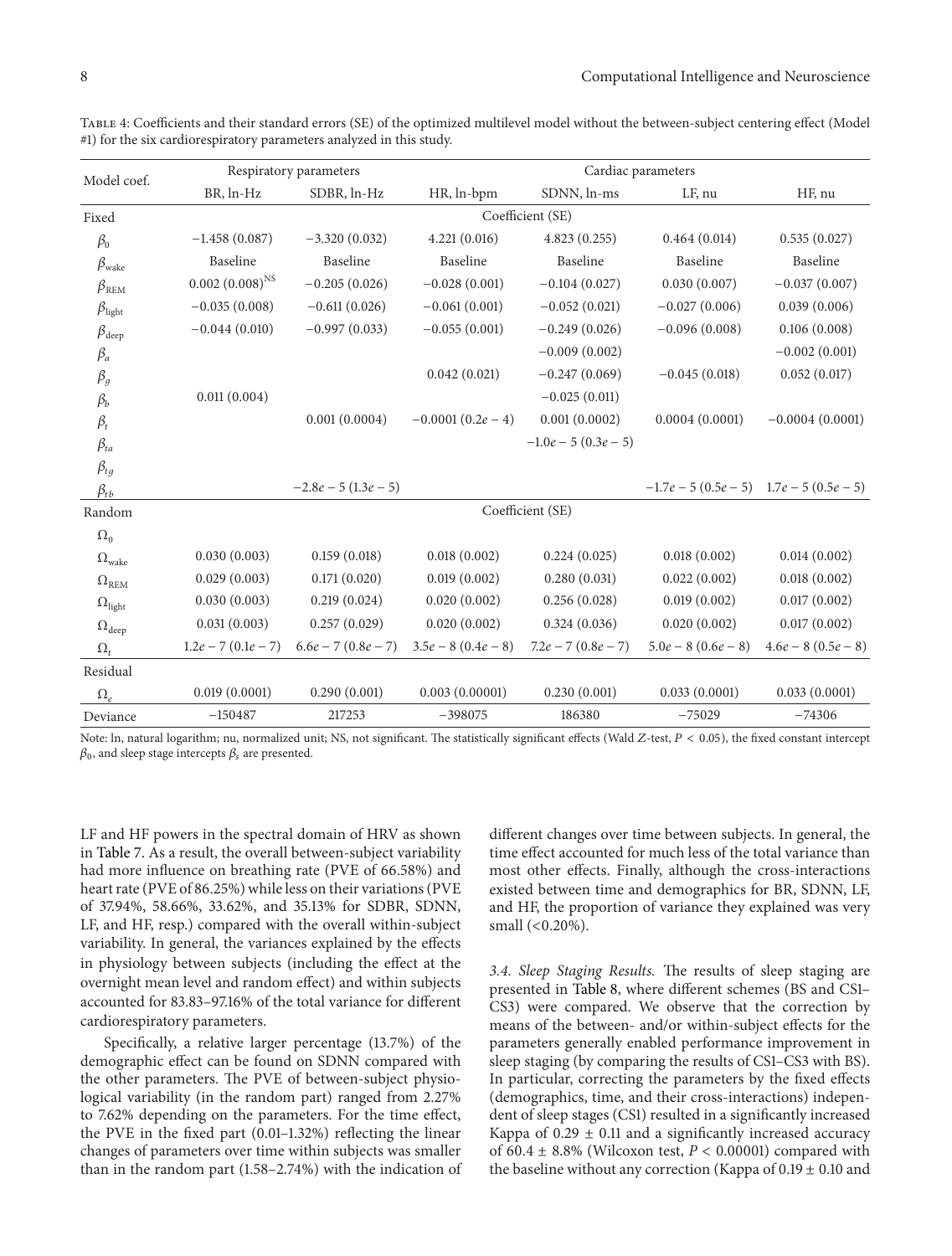Table 4: Coefficients and their standard errors (SE) of the optimized multilevel model without the between-subject centering effect (Model #1) for the six cardiorespiratory parameters analyzed in this study.

| Model coef. | Respiratory parameters | | Cardiac parameters | | | |
|---|---|---|---|---|---|---|
| | BR, ln-Hz | SDBR, ln-Hz | HR, ln-bpm | SDNN, ln-ms | LF, nu | HF, nu |
| Fixed | Coefficient (SE) | | | | | |
| $\beta_0$ | −1.458 (0.087) | −3.320 (0.032) | 4.221 (0.016) | 4.823 (0.255) | 0.464 (0.014) | 0.535 (0.027) |
| $\beta_{\text{wake}}$ | Baseline | Baseline | Baseline | Baseline | Baseline | Baseline |
| $\beta_{\text{REM}}$ | $0.002\ (0.008)^{\text{NS}}$ | −0.205 (0.026) | −0.028 (0.001) | −0.104 (0.027) | 0.030 (0.007) | −0.037 (0.007) |
| $\beta_{\text{light}}$ | −0.035 (0.008) | −0.611 (0.026) | −0.061 (0.001) | −0.052 (0.021) | −0.027 (0.006) | 0.039 (0.006) |
| $\beta_{\text{deep}}$ | −0.044 (0.010) | −0.997 (0.033) | −0.055 (0.001) | −0.249 (0.026) | −0.096 (0.008) | 0.106 (0.008) |
| $\beta_a$ | | | | −0.009 (0.002) | | −0.002 (0.001) |
| $\beta_g$ | | | 0.042 (0.021) | −0.247 (0.069) | −0.045 (0.018) | 0.052 (0.017) |
| $\beta_b$ | 0.011 (0.004) | | | −0.025 (0.011) | | |
| $\beta_t$ | | 0.001 (0.0004) | $-0.0001\ (0.2e-4)$ | 0.001 (0.0002) | 0.0004 (0.0001) | −0.0004 (0.0001) |
| $\beta_{ta}$ | | | | $-1.0e-5\ (0.3e-5)$ | | |
| $\beta_{tg}$ | | | | | | |
| $\beta_{tb}$ | | $-2.8e-5\ (1.3e-5)$ | | | $-1.7e-5\ (0.5e-5)$ | $1.7e-5\ (0.5e-5)$ |
| Random | Coefficient (SE) | | | | | |
| $\Omega_0$ | | | | | | |
| $\Omega_{\text{wake}}$ | 0.030 (0.003) | 0.159 (0.018) | 0.018 (0.002) | 0.224 (0.025) | 0.018 (0.002) | 0.014 (0.002) |
| $\Omega_{\text{REM}}$ | 0.029 (0.003) | 0.171 (0.020) | 0.019 (0.002) | 0.280 (0.031) | 0.022 (0.002) | 0.018 (0.002) |
| $\Omega_{\text{light}}$ | 0.030 (0.003) | 0.219 (0.024) | 0.020 (0.002) | 0.256 (0.028) | 0.019 (0.002) | 0.017 (0.002) |
| $\Omega_{\text{deep}}$ | 0.031 (0.003) | 0.257 (0.029) | 0.020 (0.002) | 0.324 (0.036) | 0.020 (0.002) | 0.017 (0.002) |
| $\Omega_t$ | $1.2e-7\ (0.1e-7)$ | $6.6e-7\ (0.8e-7)$ | $3.5e-8\ (0.4e-8)$ | $7.2e-7\ (0.8e-7)$ | $5.0e-8\ (0.6e-8)$ | $4.6e-8\ (0.5e-8)$ |
| Residual | | | | | | |
| $\Omega_e$ | 0.019 (0.0001) | 0.290 (0.001) | 0.003 (0.00001) | 0.230 (0.001) | 0.033 (0.0001) | 0.033 (0.0001) |
| Deviance | −150487 | 217253 | −398075 | 186380 | −75029 | −74306 |

Note: ln, natural logarithm; nu, normalized unit; NS, not significant. The statistically significant effects (Wald $Z$-test, $P < 0.05$), the fixed constant intercept $\beta_0$, and sleep stage intercepts $\beta_s$ are presented.

LF and HF powers in the spectral domain of HRV as shown in Table 7. As a result, the overall between-subject variability had more influence on breathing rate (PVE of 66.58%) and heart rate (PVE of 86.25%) while less on their variations (PVE of 37.94%, 58.66%, 33.62%, and 35.13% for SDBR, SDNN, LF, and HF, resp.) compared with the overall within-subject variability. In general, the variances explained by the effects in physiology between subjects (including the effect at the overnight mean level and random effect) and within subjects accounted for 83.83–97.16% of the total variance for different cardiorespiratory parameters.

Specifically, a relative larger percentage (13.7%) of the demographic effect can be found on SDNN compared with the other parameters. The PVE of between-subject physiological variability (in the random part) ranged from 2.27% to 7.62% depending on the parameters. For the time effect, the PVE in the fixed part (0.01–1.32%) reflecting the linear changes of parameters over time within subjects was smaller than in the random part (1.58–2.74%) with the indication of different changes over time between subjects. In general, the time effect accounted for much less of the total variance than most other effects. Finally, although the cross-interactions existed between time and demographics for BR, SDNN, LF, and HF, the proportion of variance they explained was very small (<0.20%).

*3.4. Sleep Staging Results.* The results of sleep staging are presented in Table 8, where different schemes (BS and CS1–CS3) were compared. We observe that the correction by means of the between- and/or within-subject effects for the parameters generally enabled performance improvement in sleep staging (by comparing the results of CS1–CS3 with BS). In particular, correcting the parameters by the fixed effects (demographics, time, and their cross-interactions) independent of sleep stages (CS1) resulted in a significantly increased Kappa of 0.29 ± 0.11 and a significantly increased accuracy of 60.4 ± 8.8% (Wilcoxon test, $P < 0.00001$) compared with the baseline without any correction (Kappa of 0.19 ± 0.10 and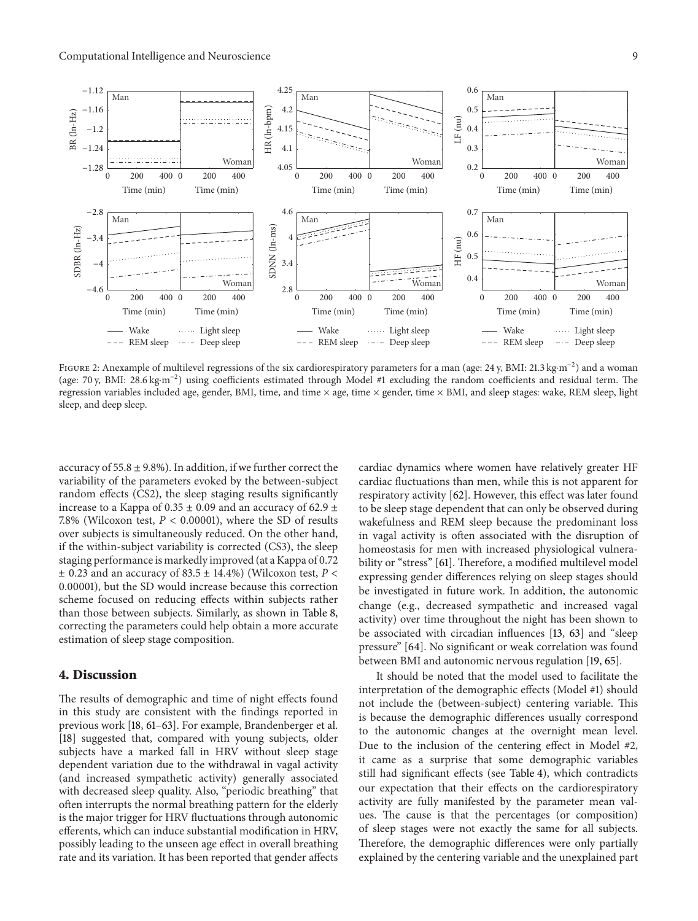Figure 2: Anexample of multilevel regressions of the six cardiorespiratory parameters for a man (age: 24 y, BMI: $21.3\,\mathrm{kg\cdot m^{-2}}$) and a woman (age: 70 y, BMI: $28.6\,\mathrm{kg\cdot m^{-2}}$) using coefficients estimated through Model #1 excluding the random coefficients and residual term. The regression variables included age, gender, BMI, time, and time × age, time × gender, time × BMI, and sleep stages: wake, REM sleep, light sleep, and deep sleep.

accuracy of 55.8 ± 9.8%). In addition, if we further correct the variability of the parameters evoked by the between-subject random effects (CS2), the sleep staging results significantly increase to a Kappa of 0.35 ± 0.09 and an accuracy of 62.9 ± 7.8% (Wilcoxon test, $P < 0.00001$), where the SD of results over subjects is simultaneously reduced. On the other hand, if the within-subject variability is corrected (CS3), the sleep staging performance is markedly improved (at a Kappa of 0.72 ± 0.23 and an accuracy of 83.5 ± 14.4%) (Wilcoxon test, $P < 0.00001$), but the SD would increase because this correction scheme focused on reducing effects within subjects rather than those between subjects. Similarly, as shown in Table 8, correcting the parameters could help obtain a more accurate estimation of sleep stage composition.

## 4. Discussion

The results of demographic and time of night effects found in this study are consistent with the findings reported in previous work [18, 61–63]. For example, Brandenberger et al. [18] suggested that, compared with young subjects, older subjects have a marked fall in HRV without sleep stage dependent variation due to the withdrawal in vagal activity (and increased sympathetic activity) generally associated with decreased sleep quality. Also, "periodic breathing" that often interrupts the normal breathing pattern for the elderly is the major trigger for HRV fluctuations through autonomic efferents, which can induce substantial modification in HRV, possibly leading to the unseen age effect in overall breathing rate and its variation. It has been reported that gender affects cardiac dynamics where women have relatively greater HF cardiac fluctuations than men, while this is not apparent for respiratory activity [62]. However, this effect was later found to be sleep stage dependent that can only be observed during wakefulness and REM sleep because the predominant loss in vagal activity is often associated with the disruption of homeostasis for men with increased physiological vulnerability or "stress" [61]. Therefore, a modified multilevel model expressing gender differences relying on sleep stages should be investigated in future work. In addition, the autonomic change (e.g., decreased sympathetic and increased vagal activity) over time throughout the night has been shown to be associated with circadian influences [13, 63] and "sleep pressure" [64]. No significant or weak correlation was found between BMI and autonomic nervous regulation [19, 65].

It should be noted that the model used to facilitate the interpretation of the demographic effects (Model #1) should not include the (between-subject) centering variable. This is because the demographic differences usually correspond to the autonomic changes at the overnight mean level. Due to the inclusion of the centering effect in Model #2, it came as a surprise that some demographic variables still had significant effects (see Table 4), which contradicts our expectation that their effects on the cardiorespiratory activity are fully manifested by the parameter mean values. The cause is that the percentages (or composition) of sleep stages were not exactly the same for all subjects. Therefore, the demographic differences were only partially explained by the centering variable and the unexplained part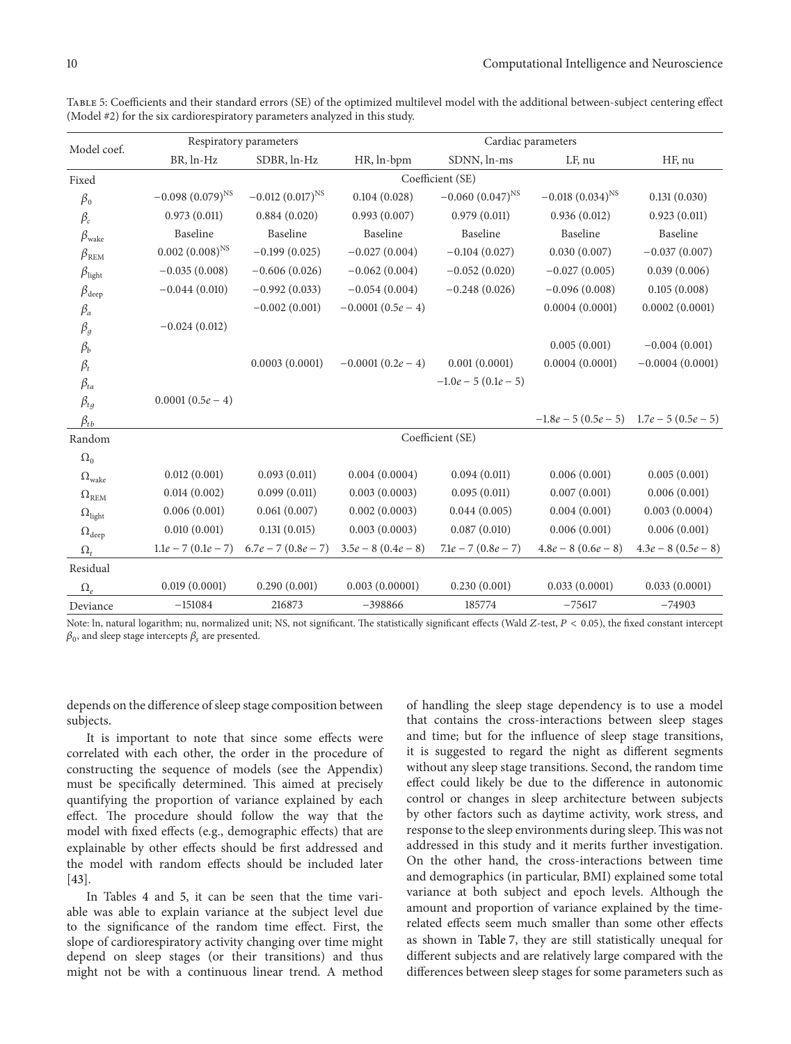Table 5: Coefficients and their standard errors (SE) of the optimized multilevel model with the additional between-subject centering effect (Model #2) for the six cardiorespiratory parameters analyzed in this study.

| Model coef. | Respiratory parameters | | Cardiac parameters | | | |
|---|---|---|---|---|---|---|
| | BR, ln-Hz | SDBR, ln-Hz | HR, ln-bpm | SDNN, ln-ms | LF, nu | HF, nu |
| Fixed | | | Coefficient (SE) | | | |
| $\beta_0$ | $-0.098\ (0.079)^{NS}$ | $-0.012\ (0.017)^{NS}$ | 0.104 (0.028) | $-0.060\ (0.047)^{NS}$ | $-0.018\ (0.034)^{NS}$ | 0.131 (0.030) |
| $\beta_c$ | 0.973 (0.011) | 0.884 (0.020) | 0.993 (0.007) | 0.979 (0.011) | 0.936 (0.012) | 0.923 (0.011) |
| $\beta_{\text{wake}}$ | Baseline | Baseline | Baseline | Baseline | Baseline | Baseline |
| $\beta_{\text{REM}}$ | $0.002\ (0.008)^{NS}$ | −0.199 (0.025) | −0.027 (0.004) | −0.104 (0.027) | 0.030 (0.007) | −0.037 (0.007) |
| $\beta_{\text{light}}$ | −0.035 (0.008) | −0.606 (0.026) | −0.062 (0.004) | −0.052 (0.020) | −0.027 (0.005) | 0.039 (0.006) |
| $\beta_{\text{deep}}$ | −0.044 (0.010) | −0.992 (0.033) | −0.054 (0.004) | −0.248 (0.026) | −0.096 (0.008) | 0.105 (0.008) |
| $\beta_a$ | | −0.002 (0.001) | $-0.0001\ (0.5e-4)$ | | 0.0004 (0.0001) | 0.0002 (0.0001) |
| $\beta_g$ | −0.024 (0.012) | | | | | |
| $\beta_b$ | | | | | 0.005 (0.001) | −0.004 (0.001) |
| $\beta_t$ | | 0.0003 (0.0001) | $-0.0001\ (0.2e-4)$ | 0.001 (0.0001) | 0.0004 (0.0001) | −0.0004 (0.0001) |
| $\beta_{ta}$ | | | | $-1.0e-5\ (0.1e-5)$ | | |
| $\beta_{tg}$ | $0.0001\ (0.5e-4)$ | | | | | |
| $\beta_{tb}$ | | | | | $-1.8e-5\ (0.5e-5)$ | $1.7e-5\ (0.5e-5)$ |
| Random | | | Coefficient (SE) | | | |
| $\Omega_0$ | | | | | | |
| $\Omega_{\text{wake}}$ | 0.012 (0.001) | 0.093 (0.011) | 0.004 (0.0004) | 0.094 (0.011) | 0.006 (0.001) | 0.005 (0.001) |
| $\Omega_{\text{REM}}$ | 0.014 (0.002) | 0.099 (0.011) | 0.003 (0.0003) | 0.095 (0.011) | 0.007 (0.001) | 0.006 (0.001) |
| $\Omega_{\text{light}}$ | 0.006 (0.001) | 0.061 (0.007) | 0.002 (0.0003) | 0.044 (0.005) | 0.004 (0.001) | 0.003 (0.0004) |
| $\Omega_{\text{deep}}$ | 0.010 (0.001) | 0.131 (0.015) | 0.003 (0.0003) | 0.087 (0.010) | 0.006 (0.001) | 0.006 (0.001) |
| $\Omega_t$ | $1.1e-7\ (0.1e-7)$ | $6.7e-7\ (0.8e-7)$ | $3.5e-8\ (0.4e-8)$ | $7.1e-7\ (0.8e-7)$ | $4.8e-8\ (0.6e-8)$ | $4.3e-8\ (0.5e-8)$ |
| Residual | | | | | | |
| $\Omega_e$ | 0.019 (0.0001) | 0.290 (0.001) | 0.003 (0.00001) | 0.230 (0.001) | 0.033 (0.0001) | 0.033 (0.0001) |
| Deviance | −151084 | 216873 | −398866 | 185774 | −75617 | −74903 |

Note: ln, natural logarithm; nu, normalized unit; NS, not significant. The statistically significant effects (Wald $Z$-test, $P < 0.05$), the fixed constant intercept $\beta_0$, and sleep stage intercepts $\beta_s$ are presented.

depends on the difference of sleep stage composition between subjects.

It is important to note that since some effects were correlated with each other, the order in the procedure of constructing the sequence of models (see the Appendix) must be specifically determined. This aimed at precisely quantifying the proportion of variance explained by each effect. The procedure should follow the way that the model with fixed effects (e.g., demographic effects) that are explainable by other effects should be first addressed and the model with random effects should be included later [43].

In Tables 4 and 5, it can be seen that the time variable was able to explain variance at the subject level due to the significance of the random time effect. First, the slope of cardiorespiratory activity changing over time might depend on sleep stages (or their transitions) and thus might not be with a continuous linear trend. A method of handling the sleep stage dependency is to use a model that contains the cross-interactions between sleep stages and time; but for the influence of sleep stage transitions, it is suggested to regard the night as different segments without any sleep stage transitions. Second, the random time effect could likely be due to the difference in autonomic control or changes in sleep architecture between subjects by other factors such as daytime activity, work stress, and response to the sleep environments during sleep. This was not addressed in this study and it merits further investigation. On the other hand, the cross-interactions between time and demographics (in particular, BMI) explained some total variance at both subject and epoch levels. Although the amount and proportion of variance explained by the time-related effects seem much smaller than some other effects as shown in Table 7, they are still statistically unequal for different subjects and are relatively large compared with the differences between sleep stages for some parameters such as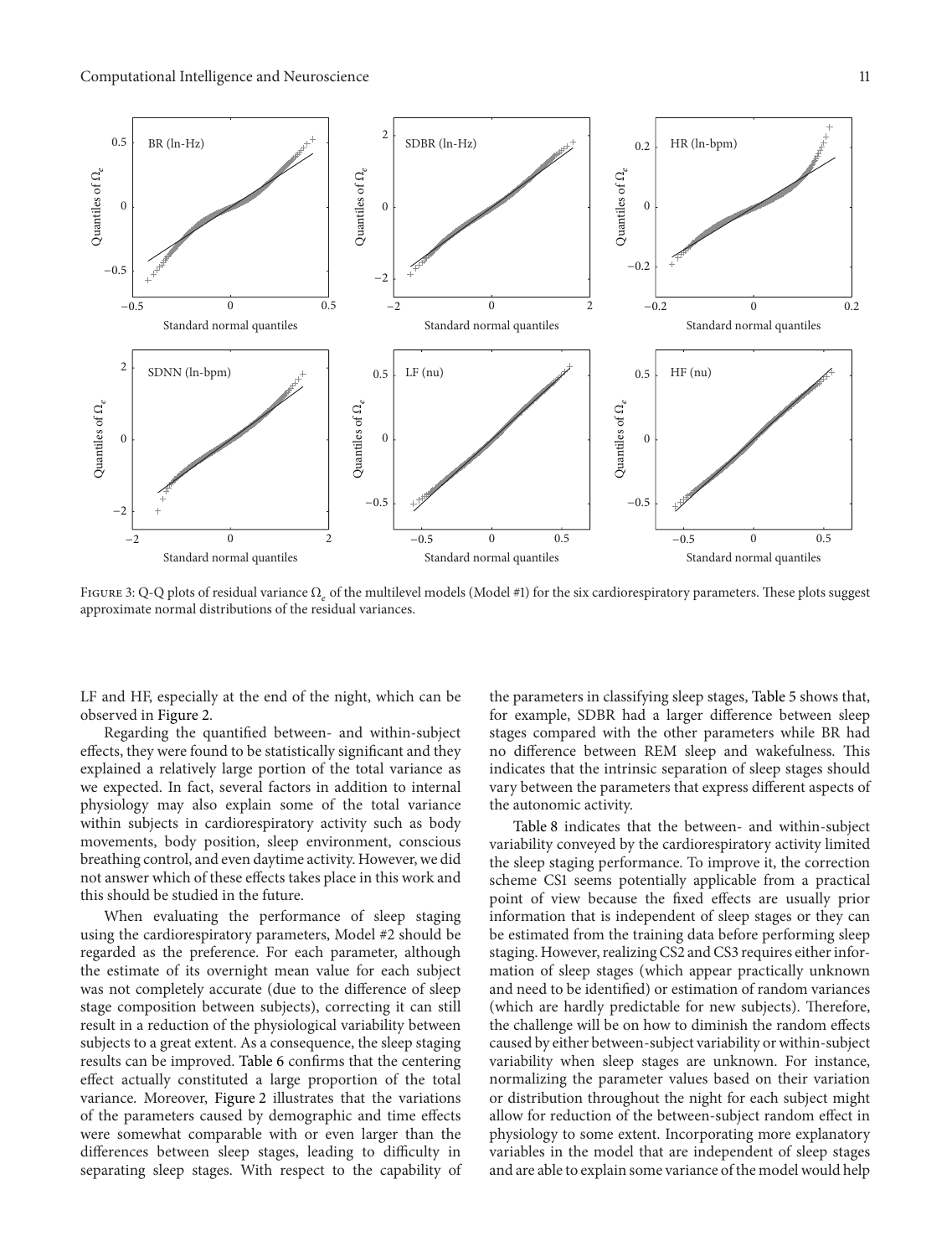FIGURE 3: Q-Q plots of residual variance $\Omega_e$ of the multilevel models (Model #1) for the six cardiorespiratory parameters. These plots suggest approximate normal distributions of the residual variances.

LF and HF, especially at the end of the night, which can be observed in Figure 2.

Regarding the quantified between- and within-subject effects, they were found to be statistically significant and they explained a relatively large portion of the total variance as we expected. In fact, several factors in addition to internal physiology may also explain some of the total variance within subjects in cardiorespiratory activity such as body movements, body position, sleep environment, conscious breathing control, and even daytime activity. However, we did not answer which of these effects takes place in this work and this should be studied in the future.

When evaluating the performance of sleep staging using the cardiorespiratory parameters, Model #2 should be regarded as the preference. For each parameter, although the estimate of its overnight mean value for each subject was not completely accurate (due to the difference of sleep stage composition between subjects), correcting it can still result in a reduction of the physiological variability between subjects to a great extent. As a consequence, the sleep staging results can be improved. Table 6 confirms that the centering effect actually constituted a large proportion of the total variance. Moreover, Figure 2 illustrates that the variations of the parameters caused by demographic and time effects were somewhat comparable with or even larger than the differences between sleep stages, leading to difficulty in separating sleep stages. With respect to the capability of the parameters in classifying sleep stages, Table 5 shows that, for example, SDBR had a larger difference between sleep stages compared with the other parameters while BR had no difference between REM sleep and wakefulness. This indicates that the intrinsic separation of sleep stages should vary between the parameters that express different aspects of the autonomic activity.

Table 8 indicates that the between- and within-subject variability conveyed by the cardiorespiratory activity limited the sleep staging performance. To improve it, the correction scheme CS1 seems potentially applicable from a practical point of view because the fixed effects are usually prior information that is independent of sleep stages or they can be estimated from the training data before performing sleep staging. However, realizing CS2 and CS3 requires either information of sleep stages (which appear practically unknown and need to be identified) or estimation of random variances (which are hardly predictable for new subjects). Therefore, the challenge will be on how to diminish the random effects caused by either between-subject variability or within-subject variability when sleep stages are unknown. For instance, normalizing the parameter values based on their variation or distribution throughout the night for each subject might allow for reduction of the between-subject random effect in physiology to some extent. Incorporating more explanatory variables in the model that are independent of sleep stages and are able to explain some variance of the model would help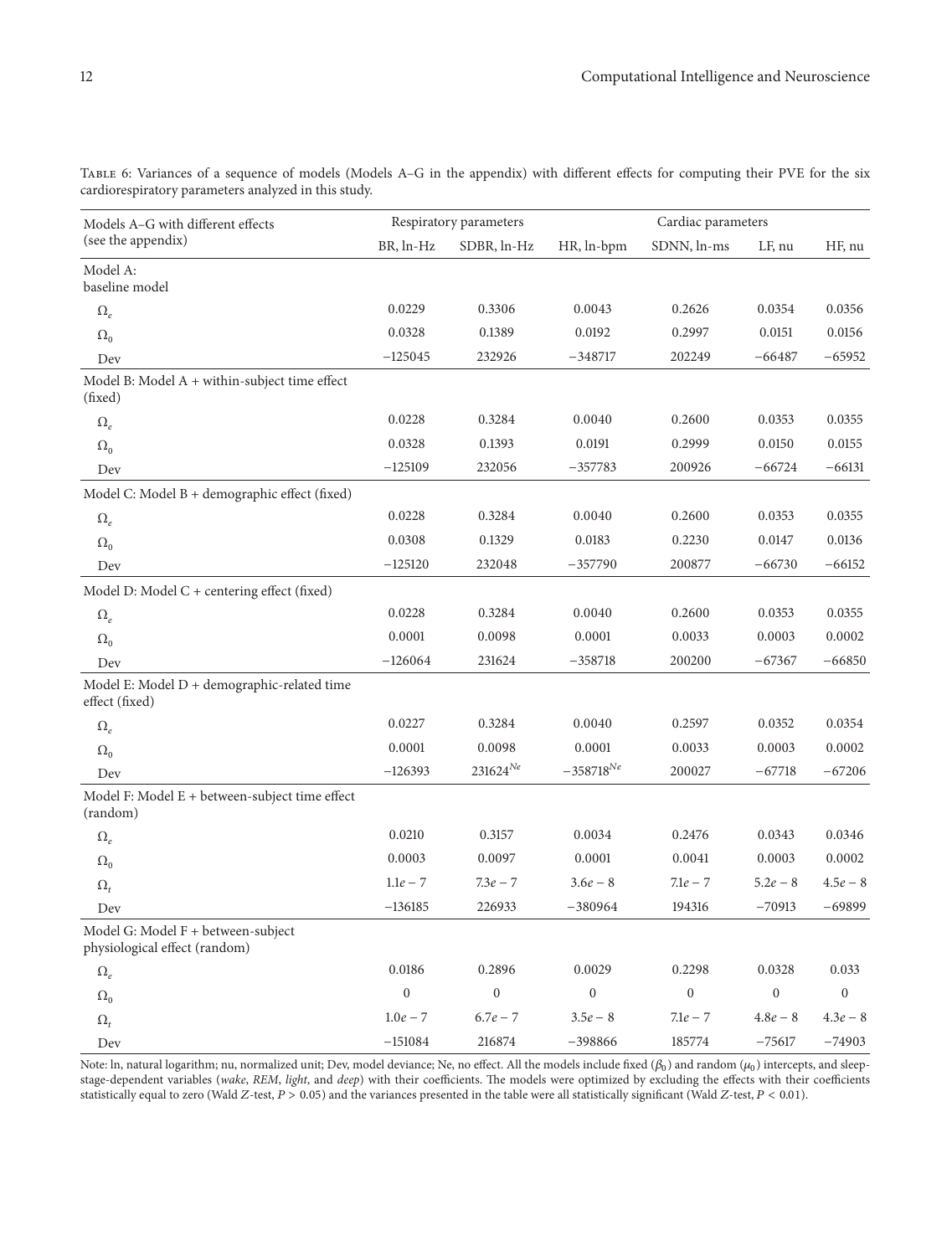Table 6: Variances of a sequence of models (Models A–G in the appendix) with different effects for computing their PVE for the six cardiorespiratory parameters analyzed in this study.

| Models A–G with different effects (see the appendix) | Respiratory parameters | | Cardiac parameters | | | |
|---|---|---|---|---|---|---|
| | BR, ln-Hz | SDBR, ln-Hz | HR, ln-bpm | SDNN, ln-ms | LF, nu | HF, nu |
| Model A: baseline model | | | | | | |
| $\Omega_e$ | 0.0229 | 0.3306 | 0.0043 | 0.2626 | 0.0354 | 0.0356 |
| $\Omega_0$ | 0.0328 | 0.1389 | 0.0192 | 0.2997 | 0.0151 | 0.0156 |
| Dev | −125045 | 232926 | −348717 | 202249 | −66487 | −65952 |
| Model B: Model A + within-subject time effect (fixed) | | | | | | |
| $\Omega_e$ | 0.0228 | 0.3284 | 0.0040 | 0.2600 | 0.0353 | 0.0355 |
| $\Omega_0$ | 0.0328 | 0.1393 | 0.0191 | 0.2999 | 0.0150 | 0.0155 |
| Dev | −125109 | 232056 | −357783 | 200926 | −66724 | −66131 |
| Model C: Model B + demographic effect (fixed) | | | | | | |
| $\Omega_e$ | 0.0228 | 0.3284 | 0.0040 | 0.2600 | 0.0353 | 0.0355 |
| $\Omega_0$ | 0.0308 | 0.1329 | 0.0183 | 0.2230 | 0.0147 | 0.0136 |
| Dev | −125120 | 232048 | −357790 | 200877 | −66730 | −66152 |
| Model D: Model C + centering effect (fixed) | | | | | | |
| $\Omega_e$ | 0.0228 | 0.3284 | 0.0040 | 0.2600 | 0.0353 | 0.0355 |
| $\Omega_0$ | 0.0001 | 0.0098 | 0.0001 | 0.0033 | 0.0003 | 0.0002 |
| Dev | −126064 | 231624 | −358718 | 200200 | −67367 | −66850 |
| Model E: Model D + demographic-related time effect (fixed) | | | | | | |
| $\Omega_e$ | 0.0227 | 0.3284 | 0.0040 | 0.2597 | 0.0352 | 0.0354 |
| $\Omega_0$ | 0.0001 | 0.0098 | 0.0001 | 0.0033 | 0.0003 | 0.0002 |
| Dev | −126393 | $231624^{Ne}$ | $-358718^{Ne}$ | 200027 | −67718 | −67206 |
| Model F: Model E + between-subject time effect (random) | | | | | | |
| $\Omega_e$ | 0.0210 | 0.3157 | 0.0034 | 0.2476 | 0.0343 | 0.0346 |
| $\Omega_0$ | 0.0003 | 0.0097 | 0.0001 | 0.0041 | 0.0003 | 0.0002 |
| $\Omega_t$ | 1.1e − 7 | 7.3e − 7 | 3.6e − 8 | 7.1e − 7 | 5.2e − 8 | 4.5e − 8 |
| Dev | −136185 | 226933 | −380964 | 194316 | −70913 | −69899 |
| Model G: Model F + between-subject physiological effect (random) | | | | | | |
| $\Omega_e$ | 0.0186 | 0.2896 | 0.0029 | 0.2298 | 0.0328 | 0.033 |
| $\Omega_0$ | 0 | 0 | 0 | 0 | 0 | 0 |
| $\Omega_t$ | 1.0e − 7 | 6.7e − 7 | 3.5e − 8 | 7.1e − 7 | 4.8e − 8 | 4.3e − 8 |
| Dev | −151084 | 216874 | −398866 | 185774 | −75617 | −74903 |

Note: ln, natural logarithm; nu, normalized unit; Dev, model deviance; Ne, no effect. All the models include fixed ($\beta_0$) and random ($\mu_0$) intercepts, and sleep-stage-dependent variables (*wake*, *REM*, *light*, and *deep*) with their coefficients. The models were optimized by excluding the effects with their coefficients statistically equal to zero (Wald $Z$-test, $P > 0.05$) and the variances presented in the table were all statistically significant (Wald $Z$-test, $P < 0.01$).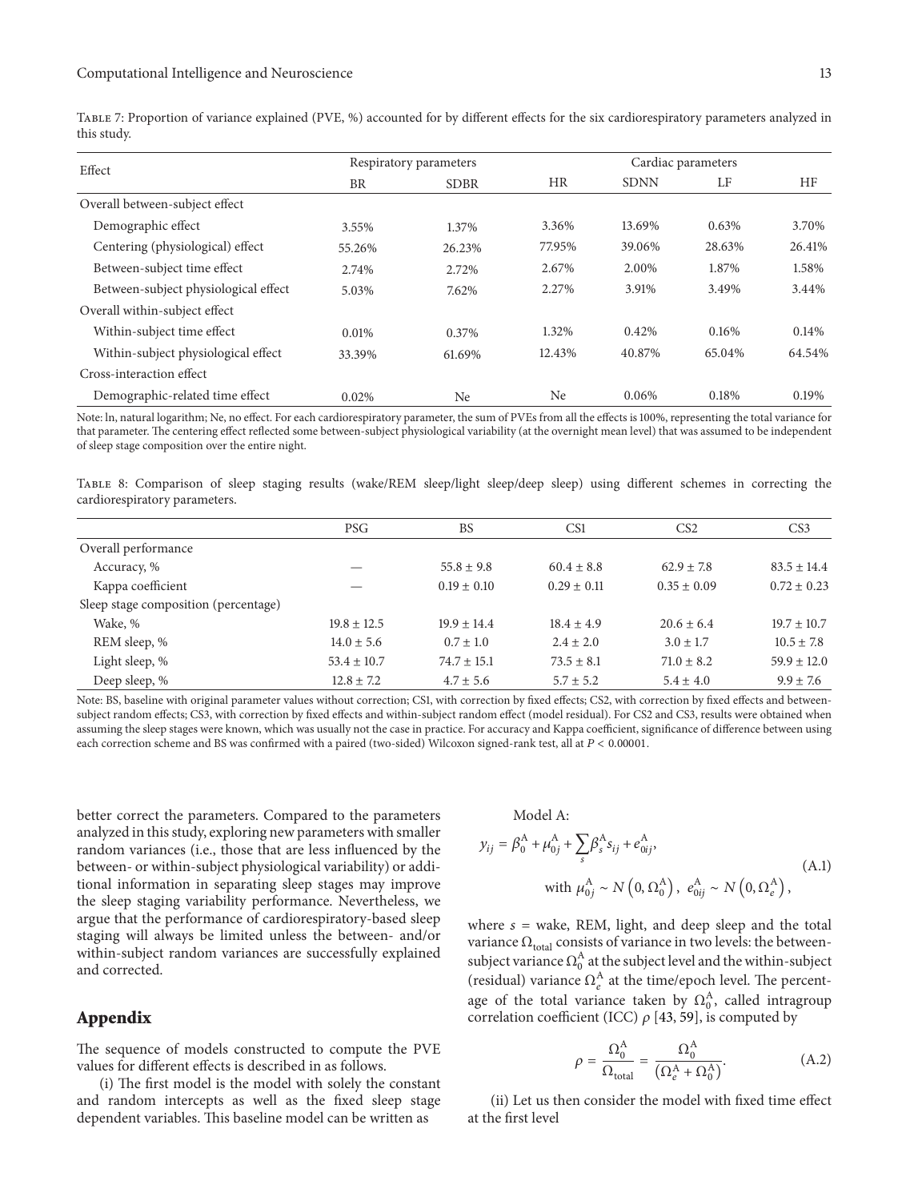Table 7: Proportion of variance explained (PVE, %) accounted for by different effects for the six cardiorespiratory parameters analyzed in this study.

| Effect | Respiratory parameters | | Cardiac parameters | | | |
|---|---|---|---|---|---|---|
| | BR | SDBR | HR | SDNN | LF | HF |
| Overall between-subject effect | | | | | | |
| Demographic effect | 3.55% | 1.37% | 3.36% | 13.69% | 0.63% | 3.70% |
| Centering (physiological) effect | 55.26% | 26.23% | 77.95% | 39.06% | 28.63% | 26.41% |
| Between-subject time effect | 2.74% | 2.72% | 2.67% | 2.00% | 1.87% | 1.58% |
| Between-subject physiological effect | 5.03% | 7.62% | 2.27% | 3.91% | 3.49% | 3.44% |
| Overall within-subject effect | | | | | | |
| Within-subject time effect | 0.01% | 0.37% | 1.32% | 0.42% | 0.16% | 0.14% |
| Within-subject physiological effect | 33.39% | 61.69% | 12.43% | 40.87% | 65.04% | 64.54% |
| Cross-interaction effect | | | | | | |
| Demographic-related time effect | 0.02% | Ne | Ne | 0.06% | 0.18% | 0.19% |

Note: ln, natural logarithm; Ne, no effect. For each cardiorespiratory parameter, the sum of PVEs from all the effects is 100%, representing the total variance for that parameter. The centering effect reflected some between-subject physiological variability (at the overnight mean level) that was assumed to be independent of sleep stage composition over the entire night.

Table 8: Comparison of sleep staging results (wake/REM sleep/light sleep/deep sleep) using different schemes in correcting the cardiorespiratory parameters.

| | PSG | BS | CS1 | CS2 | CS3 |
|---|---|---|---|---|---|
| Overall performance | | | | | |
| Accuracy, % | — | 55.8 ± 9.8 | 60.4 ± 8.8 | 62.9 ± 7.8 | 83.5 ± 14.4 |
| Kappa coefficient | — | 0.19 ± 0.10 | 0.29 ± 0.11 | 0.35 ± 0.09 | 0.72 ± 0.23 |
| Sleep stage composition (percentage) | | | | | |
| Wake, % | 19.8 ± 12.5 | 19.9 ± 14.4 | 18.4 ± 4.9 | 20.6 ± 6.4 | 19.7 ± 10.7 |
| REM sleep, % | 14.0 ± 5.6 | 0.7 ± 1.0 | 2.4 ± 2.0 | 3.0 ± 1.7 | 10.5 ± 7.8 |
| Light sleep, % | 53.4 ± 10.7 | 74.7 ± 15.1 | 73.5 ± 8.1 | 71.0 ± 8.2 | 59.9 ± 12.0 |
| Deep sleep, % | 12.8 ± 7.2 | 4.7 ± 5.6 | 5.7 ± 5.2 | 5.4 ± 4.0 | 9.9 ± 7.6 |

Note: BS, baseline with original parameter values without correction; CS1, with correction by fixed effects; CS2, with correction by fixed effects and between-subject random effects; CS3, with correction by fixed effects and within-subject random effect (model residual). For CS2 and CS3, results were obtained when assuming the sleep stages were known, which was usually not the case in practice. For accuracy and Kappa coefficient, significance of difference between using each correction scheme and BS was confirmed with a paired (two-sided) Wilcoxon signed-rank test, all at $P < 0.00001$.

better correct the parameters. Compared to the parameters analyzed in this study, exploring new parameters with smaller random variances (i.e., those that are less influenced by the between- or within-subject physiological variability) or additional information in separating sleep stages may improve the sleep staging variability performance. Nevertheless, we argue that the performance of cardiorespiratory-based sleep staging will always be limited unless the between- and/or within-subject random variances are successfully explained and corrected.

## Appendix

The sequence of models constructed to compute the PVE values for different effects is described in as follows.

(i) The first model is the model with solely the constant and random intercepts as well as the fixed sleep stage dependent variables. This baseline model can be written as

Model A:

$$y_{ij} = \beta_0^{A} + \mu_{0j}^{A} + \sum_s \beta_s^{A} s_{ij} + e_{0ij}^{A},$$
$$\text{with } \mu_{0j}^{A} \sim N\left(0, \Omega_0^{A}\right), \; e_{0ij}^{A} \sim N\left(0, \Omega_e^{A}\right), \tag{A.1}$$

where $s$ = wake, REM, light, and deep sleep and the total variance $\Omega_{\text{total}}$ consists of variance in two levels: the between-subject variance $\Omega_0^{A}$ at the subject level and the within-subject (residual) variance $\Omega_e^{A}$ at the time/epoch level. The percentage of the total variance taken by $\Omega_0^{A}$, called intragroup correlation coefficient (ICC) $\rho$ [43, 59], is computed by

$$\rho = \frac{\Omega_0^{A}}{\Omega_{\text{total}}} = \frac{\Omega_0^{A}}{\left(\Omega_e^{A} + \Omega_0^{A}\right)}. \tag{A.2}$$

(ii) Let us then consider the model with fixed time effect at the first level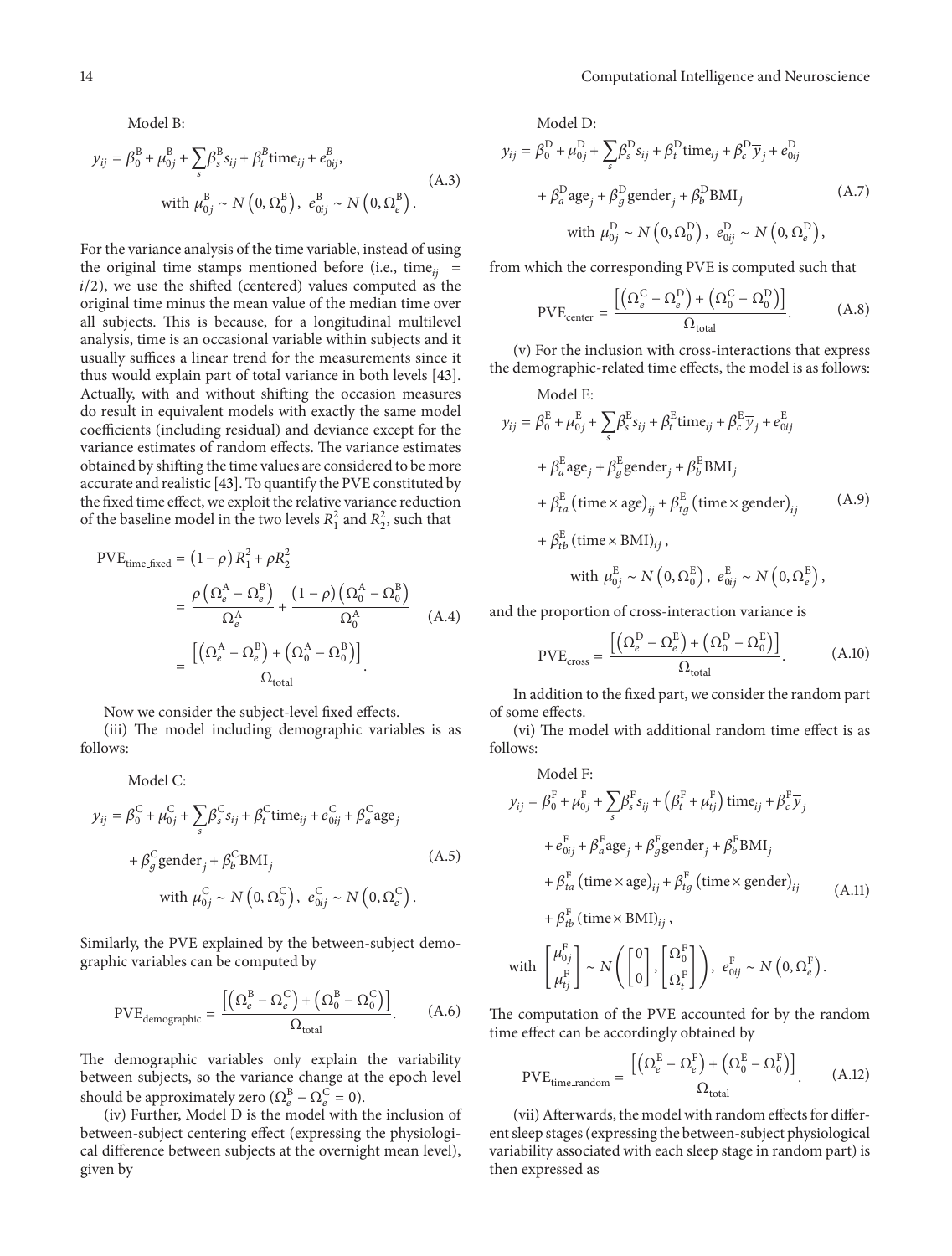Model B:

$$y_{ij} = \beta_0^{\mathrm{B}} + \mu_{0j}^{\mathrm{B}} + \sum_s \beta_s^{\mathrm{B}} s_{ij} + \beta_t^{B} \mathrm{time}_{ij} + e_{0ij}^{B},$$
$$\text{with } \mu_{0j}^{\mathrm{B}} \sim N\left(0, \Omega_0^{\mathrm{B}}\right),\ e_{0ij}^{\mathrm{B}} \sim N\left(0, \Omega_e^{\mathrm{B}}\right). \tag{A.3}$$

For the variance analysis of the time variable, instead of using the original time stamps mentioned before (i.e., $\mathrm{time}_{ij} = i/2$), we use the shifted (centered) values computed as the original time minus the mean value of the median time over all subjects. This is because, for a longitudinal multilevel analysis, time is an occasional variable within subjects and it usually suffices a linear trend for the measurements since it thus would explain part of total variance in both levels [43]. Actually, with and without shifting the occasion measures do result in equivalent models with exactly the same model coefficients (including residual) and deviance except for the variance estimates of random effects. The variance estimates obtained by shifting the time values are considered to be more accurate and realistic [43]. To quantify the PVE constituted by the fixed time effect, we exploit the relative variance reduction of the baseline model in the two levels $R_1^2$ and $R_2^2$, such that

$$\begin{aligned}
\mathrm{PVE}_{\mathrm{time\_fixed}} &= (1-\rho) R_1^2 + \rho R_2^2 \\
&= \frac{\rho\left(\Omega_e^{\mathrm{A}} - \Omega_e^{\mathrm{B}}\right)}{\Omega_e^{\mathrm{A}}} + \frac{(1-\rho)\left(\Omega_0^{\mathrm{A}} - \Omega_0^{\mathrm{B}}\right)}{\Omega_0^{\mathrm{A}}} \\
&= \frac{\left[\left(\Omega_e^{\mathrm{A}} - \Omega_e^{\mathrm{B}}\right) + \left(\Omega_0^{\mathrm{A}} - \Omega_0^{\mathrm{B}}\right)\right]}{\Omega_{\mathrm{total}}}.
\end{aligned} \tag{A.4}$$

Now we consider the subject-level fixed effects.

(iii) The model including demographic variables is as follows:

Model C:

$$y_{ij} = \beta_0^{\mathrm{C}} + \mu_{0j}^{\mathrm{C}} + \sum_s \beta_s^{\mathrm{C}} s_{ij} + \beta_t^{\mathrm{C}} \mathrm{time}_{ij} + e_{0ij}^{\mathrm{C}} + \beta_a^{\mathrm{C}} \mathrm{age}_j$$
$$+ \beta_g^{\mathrm{C}} \mathrm{gender}_j + \beta_b^{\mathrm{C}} \mathrm{BMI}_j$$
$$\text{with } \mu_{0j}^{\mathrm{C}} \sim N\left(0, \Omega_0^{\mathrm{C}}\right),\ e_{0ij}^{\mathrm{C}} \sim N\left(0, \Omega_e^{\mathrm{C}}\right). \tag{A.5}$$

Similarly, the PVE explained by the between-subject demographic variables can be computed by

$$\mathrm{PVE}_{\mathrm{demographic}} = \frac{\left[\left(\Omega_e^{\mathrm{B}} - \Omega_e^{\mathrm{C}}\right) + \left(\Omega_0^{\mathrm{B}} - \Omega_0^{\mathrm{C}}\right)\right]}{\Omega_{\mathrm{total}}}. \tag{A.6}$$

The demographic variables only explain the variability between subjects, so the variance change at the epoch level should be approximately zero ($\Omega_e^{\mathrm{B}} - \Omega_e^{\mathrm{C}} = 0$).

(iv) Further, Model D is the model with the inclusion of between-subject centering effect (expressing the physiological difference between subjects at the overnight mean level), given by

Model D:

$$y_{ij} = \beta_0^{\mathrm{D}} + \mu_{0j}^{\mathrm{D}} + \sum_s \beta_s^{\mathrm{D}} s_{ij} + \beta_t^{\mathrm{D}} \mathrm{time}_{ij} + \beta_c^{\mathrm{D}} \overline{y}_j + e_{0ij}^{\mathrm{D}}$$
$$+ \beta_a^{\mathrm{D}} \mathrm{age}_j + \beta_g^{\mathrm{D}} \mathrm{gender}_j + \beta_b^{\mathrm{D}} \mathrm{BMI}_j$$
$$\text{with } \mu_{0j}^{\mathrm{D}} \sim N\left(0, \Omega_0^{\mathrm{D}}\right),\ e_{0ij}^{\mathrm{D}} \sim N\left(0, \Omega_e^{\mathrm{D}}\right), \tag{A.7}$$

from which the corresponding PVE is computed such that

$$\mathrm{PVE}_{\mathrm{center}} = \frac{\left[\left(\Omega_e^{\mathrm{C}} - \Omega_e^{\mathrm{D}}\right) + \left(\Omega_0^{\mathrm{C}} - \Omega_0^{\mathrm{D}}\right)\right]}{\Omega_{\mathrm{total}}}. \tag{A.8}$$

(v) For the inclusion with cross-interactions that express the demographic-related time effects, the model is as follows:

Model E:

$$y_{ij} = \beta_0^{\mathrm{E}} + \mu_{0j}^{\mathrm{E}} + \sum_s \beta_s^{\mathrm{E}} s_{ij} + \beta_t^{\mathrm{E}} \mathrm{time}_{ij} + \beta_c^{\mathrm{E}} \overline{y}_j + e_{0ij}^{\mathrm{E}}$$
$$+ \beta_a^{\mathrm{E}} \mathrm{age}_j + \beta_g^{\mathrm{E}} \mathrm{gender}_j + \beta_b^{\mathrm{E}} \mathrm{BMI}_j$$
$$+ \beta_{ta}^{\mathrm{E}} \left(\mathrm{time} \times \mathrm{age}\right)_{ij} + \beta_{tg}^{\mathrm{E}} \left(\mathrm{time} \times \mathrm{gender}\right)_{ij}$$
$$+ \beta_{tb}^{\mathrm{E}} \left(\mathrm{time} \times \mathrm{BMI}\right)_{ij},$$
$$\text{with } \mu_{0j}^{\mathrm{E}} \sim N\left(0, \Omega_0^{\mathrm{E}}\right),\ e_{0ij}^{\mathrm{E}} \sim N\left(0, \Omega_e^{\mathrm{E}}\right), \tag{A.9}$$

and the proportion of cross-interaction variance is

$$\mathrm{PVE}_{\mathrm{cross}} = \frac{\left[\left(\Omega_e^{\mathrm{D}} - \Omega_e^{\mathrm{E}}\right) + \left(\Omega_0^{\mathrm{D}} - \Omega_0^{\mathrm{E}}\right)\right]}{\Omega_{\mathrm{total}}}. \tag{A.10}$$

In addition to the fixed part, we consider the random part of some effects.

(vi) The model with additional random time effect is as follows:

Model F:

$$y_{ij} = \beta_0^{\mathrm{F}} + \mu_{0j}^{\mathrm{F}} + \sum_s \beta_s^{\mathrm{F}} s_{ij} + \left(\beta_t^{\mathrm{F}} + \mu_{tj}^{\mathrm{F}}\right) \mathrm{time}_{ij} + \beta_c^{\mathrm{F}} \overline{y}_j$$
$$+ e_{0ij}^{\mathrm{F}} + \beta_a^{\mathrm{F}} \mathrm{age}_j + \beta_g^{\mathrm{F}} \mathrm{gender}_j + \beta_b^{\mathrm{F}} \mathrm{BMI}_j$$
$$+ \beta_{ta}^{\mathrm{F}} \left(\mathrm{time} \times \mathrm{age}\right)_{ij} + \beta_{tg}^{\mathrm{F}} \left(\mathrm{time} \times \mathrm{gender}\right)_{ij}$$
$$+ \beta_{tb}^{\mathrm{F}} \left(\mathrm{time} \times \mathrm{BMI}\right)_{ij},$$
$$\text{with } \begin{bmatrix} \mu_{0j}^{\mathrm{F}} \\ \mu_{tj}^{\mathrm{F}} \end{bmatrix} \sim N\left(\begin{bmatrix} 0 \\ 0 \end{bmatrix}, \begin{bmatrix} \Omega_0^{\mathrm{F}} \\ \Omega_t^{\mathrm{F}} \end{bmatrix}\right),\ e_{0ij}^{\mathrm{F}} \sim N\left(0, \Omega_e^{\mathrm{F}}\right). \tag{A.11}$$

The computation of the PVE accounted for by the random time effect can be accordingly obtained by

$$\mathrm{PVE}_{\mathrm{time\_random}} = \frac{\left[\left(\Omega_e^{\mathrm{E}} - \Omega_e^{\mathrm{F}}\right) + \left(\Omega_0^{\mathrm{E}} - \Omega_0^{\mathrm{F}}\right)\right]}{\Omega_{\mathrm{total}}}. \tag{A.12}$$

(vii) Afterwards, the model with random effects for different sleep stages (expressing the between-subject physiological variability associated with each sleep stage in random part) is then expressed as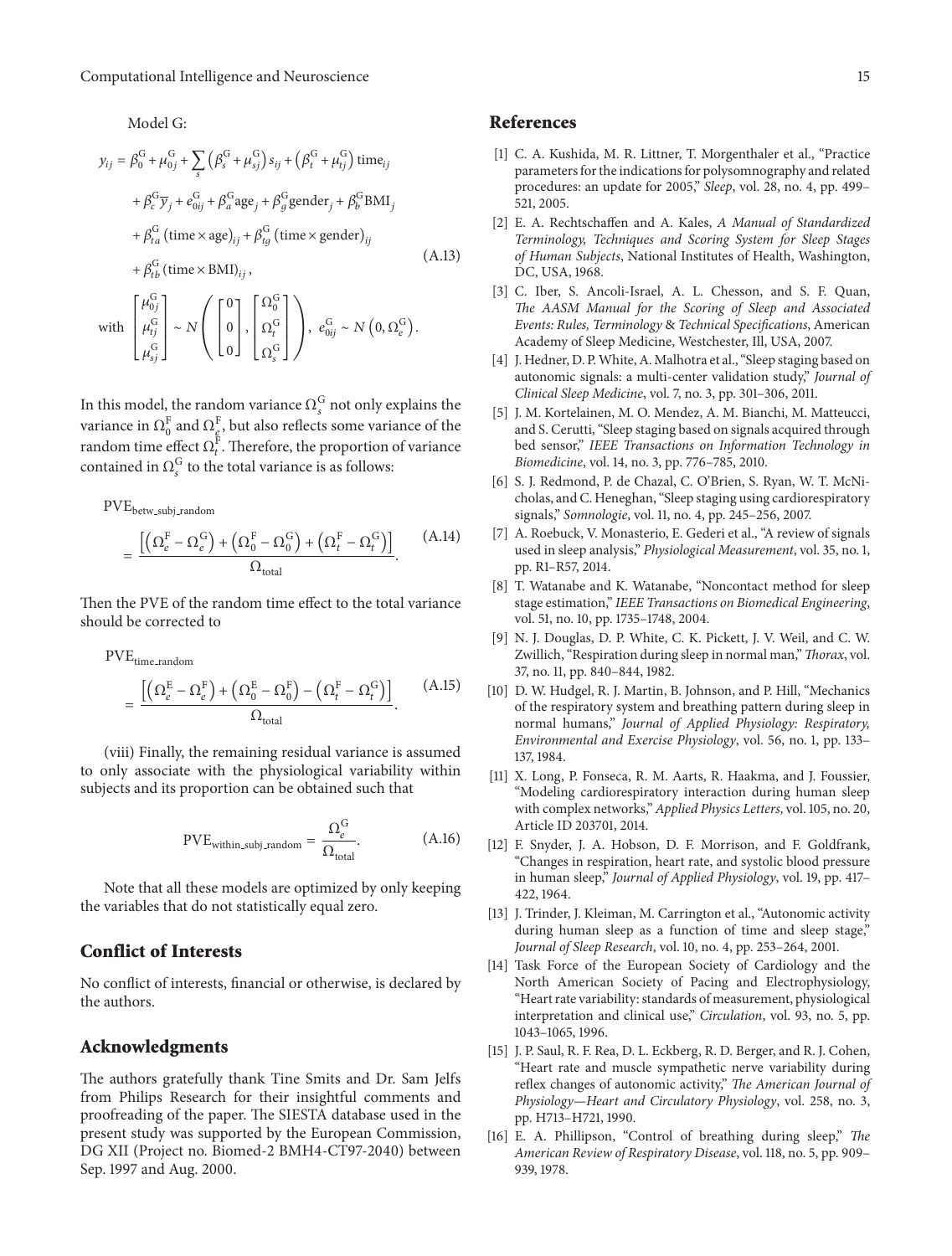Model G:

$$
\begin{aligned}
y_{ij} = {} & \beta_0^G + \mu_{0j}^G + \sum_s \left(\beta_s^G + \mu_{sj}^G\right) s_{ij} + \left(\beta_t^G + \mu_{tj}^G\right) \text{time}_{ij} \\
& + \beta_c^G \overline{y}_j + e_{0ij}^G + \beta_a^G \text{age}_j + \beta_g^G \text{gender}_j + \beta_b^G \text{BMI}_j \\
& + \beta_{ta}^G \left(\text{time} \times \text{age}\right)_{ij} + \beta_{tg}^G \left(\text{time} \times \text{gender}\right)_{ij} \\
& + \beta_{tb}^G \left(\text{time} \times \text{BMI}\right)_{ij}, \\
\text{with } & \begin{bmatrix} \mu_{0j}^G \\ \mu_{tj}^G \\ \mu_{sj}^G \end{bmatrix} \sim N\left( \begin{bmatrix} 0 \\ 0 \\ 0 \end{bmatrix}, \begin{bmatrix} \Omega_0^G \\ \Omega_t^G \\ \Omega_s^G \end{bmatrix} \right), \; e_{0ij}^G \sim N\left(0, \Omega_e^G\right).
\end{aligned}
\tag{A.13}
$$

In this model, the random variance $\Omega_s^G$ not only explains the variance in $\Omega_0^F$ and $\Omega_e^F$, but also reflects some variance of the random time effect $\Omega_t^F$. Therefore, the proportion of variance contained in $\Omega_s^G$ to the total variance is as follows:

$$
\text{PVE}_{\text{betw\_subj\_random}} = \frac{\left[\left(\Omega_e^F - \Omega_e^G\right) + \left(\Omega_0^F - \Omega_0^G\right) + \left(\Omega_t^F - \Omega_t^G\right)\right]}{\Omega_{\text{total}}}. \tag{A.14}
$$

Then the PVE of the random time effect to the total variance should be corrected to

$$
\text{PVE}_{\text{time\_random}} = \frac{\left[\left(\Omega_e^E - \Omega_e^F\right) + \left(\Omega_0^E - \Omega_0^F\right) - \left(\Omega_t^F - \Omega_t^G\right)\right]}{\Omega_{\text{total}}}. \tag{A.15}
$$

(viii) Finally, the remaining residual variance is assumed to only associate with the physiological variability within subjects and its proportion can be obtained such that

$$
\text{PVE}_{\text{within\_subj\_random}} = \frac{\Omega_e^G}{\Omega_{\text{total}}}. \tag{A.16}
$$

Note that all these models are optimized by only keeping the variables that do not statistically equal zero.

## Conflict of Interests

No conflict of interests, financial or otherwise, is declared by the authors.

## Acknowledgments

The authors gratefully thank Tine Smits and Dr. Sam Jelfs from Philips Research for their insightful comments and proofreading of the paper. The SIESTA database used in the present study was supported by the European Commission, DG XII (Project no. Biomed-2 BMH4-CT97-2040) between Sep. 1997 and Aug. 2000.

## References

[1] C. A. Kushida, M. R. Littner, T. Morgenthaler et al., "Practice parameters for the indications for polysomnography and related procedures: an update for 2005," *Sleep*, vol. 28, no. 4, pp. 499–521, 2005.

[2] E. A. Rechtschaffen and A. Kales, *A Manual of Standardized Terminology, Techniques and Scoring System for Sleep Stages of Human Subjects*, National Institutes of Health, Washington, DC, USA, 1968.

[3] C. Iber, S. Ancoli-Israel, A. L. Chesson, and S. F. Quan, *The AASM Manual for the Scoring of Sleep and Associated Events: Rules, Terminology & Technical Specifications*, American Academy of Sleep Medicine, Westchester, Ill, USA, 2007.

[4] J. Hedner, D. P. White, A. Malhotra et al., "Sleep staging based on autonomic signals: a multi-center validation study," *Journal of Clinical Sleep Medicine*, vol. 7, no. 3, pp. 301–306, 2011.

[5] J. M. Kortelainen, M. O. Mendez, A. M. Bianchi, M. Matteucci, and S. Cerutti, "Sleep staging based on signals acquired through bed sensor," *IEEE Transactions on Information Technology in Biomedicine*, vol. 14, no. 3, pp. 776–785, 2010.

[6] S. J. Redmond, P. de Chazal, C. O'Brien, S. Ryan, W. T. McNicholas, and C. Heneghan, "Sleep staging using cardiorespiratory signals," *Somnologie*, vol. 11, no. 4, pp. 245–256, 2007.

[7] A. Roebuck, V. Monasterio, E. Gederi et al., "A review of signals used in sleep analysis," *Physiological Measurement*, vol. 35, no. 1, pp. R1–R57, 2014.

[8] T. Watanabe and K. Watanabe, "Noncontact method for sleep stage estimation," *IEEE Transactions on Biomedical Engineering*, vol. 51, no. 10, pp. 1735–1748, 2004.

[9] N. J. Douglas, D. P. White, C. K. Pickett, J. V. Weil, and C. W. Zwillich, "Respiration during sleep in normal man," *Thorax*, vol. 37, no. 11, pp. 840–844, 1982.

[10] D. W. Hudgel, R. J. Martin, B. Johnson, and P. Hill, "Mechanics of the respiratory system and breathing pattern during sleep in normal humans," *Journal of Applied Physiology: Respiratory, Environmental and Exercise Physiology*, vol. 56, no. 1, pp. 133–137, 1984.

[11] X. Long, P. Fonseca, R. M. Aarts, R. Haakma, and J. Foussier, "Modeling cardiorespiratory interaction during human sleep with complex networks," *Applied Physics Letters*, vol. 105, no. 20, Article ID 203701, 2014.

[12] F. Snyder, J. A. Hobson, D. F. Morrison, and F. Goldfrank, "Changes in respiration, heart rate, and systolic blood pressure in human sleep," *Journal of Applied Physiology*, vol. 19, pp. 417–422, 1964.

[13] J. Trinder, J. Kleiman, M. Carrington et al., "Autonomic activity during human sleep as a function of time and sleep stage," *Journal of Sleep Research*, vol. 10, no. 4, pp. 253–264, 2001.

[14] Task Force of the European Society of Cardiology and the North American Society of Pacing and Electrophysiology, "Heart rate variability: standards of measurement, physiological interpretation and clinical use," *Circulation*, vol. 93, no. 5, pp. 1043–1065, 1996.

[15] J. P. Saul, R. F. Rea, D. L. Eckberg, R. D. Berger, and R. J. Cohen, "Heart rate and muscle sympathetic nerve variability during reflex changes of autonomic activity," *The American Journal of Physiology—Heart and Circulatory Physiology*, vol. 258, no. 3, pp. H713–H721, 1990.

[16] E. A. Phillipson, "Control of breathing during sleep," *The American Review of Respiratory Disease*, vol. 118, no. 5, pp. 909–939, 1978.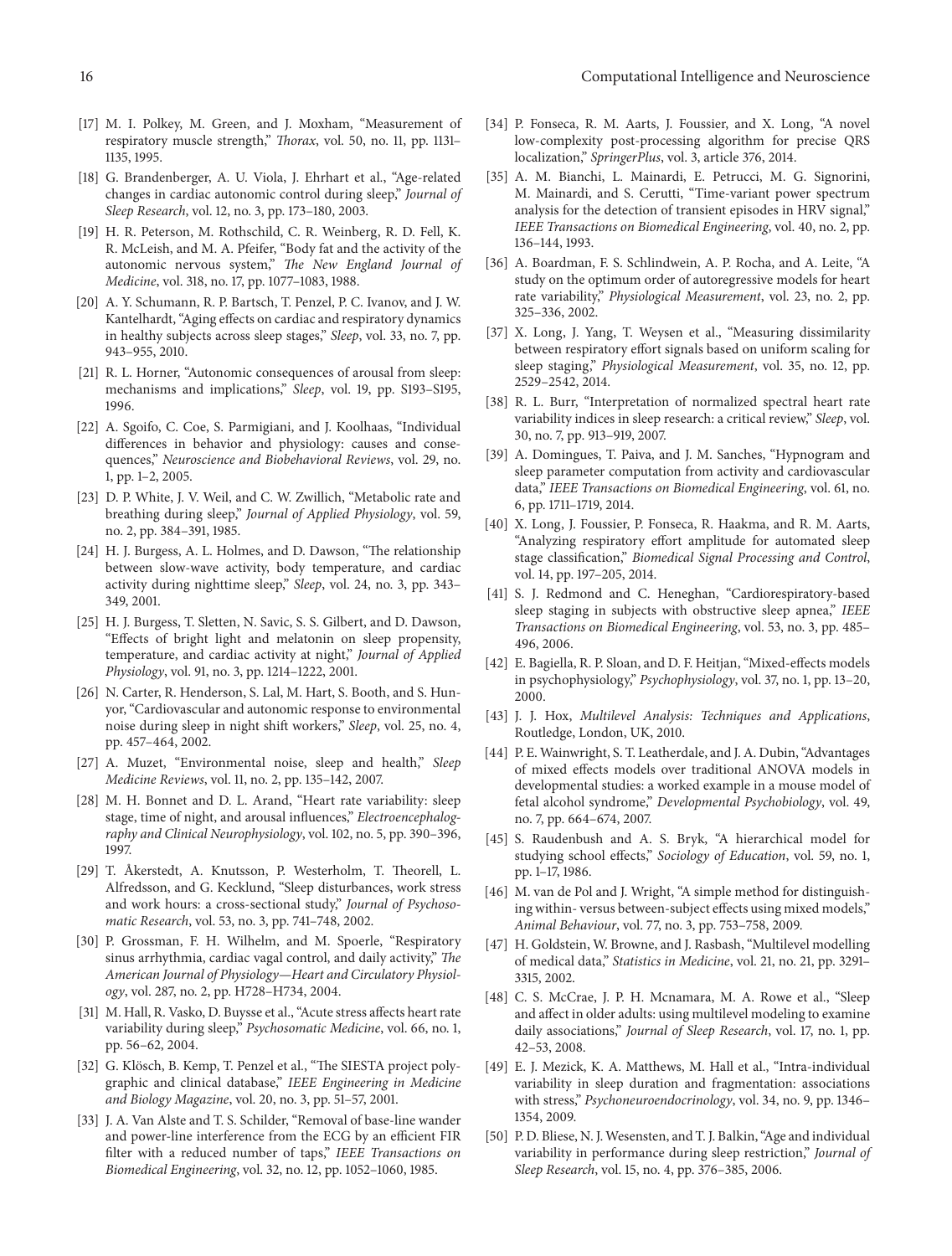[17] M. I. Polkey, M. Green, and J. Moxham, "Measurement of respiratory muscle strength," *Thorax*, vol. 50, no. 11, pp. 1131–1135, 1995.

[18] G. Brandenberger, A. U. Viola, J. Ehrhart et al., "Age-related changes in cardiac autonomic control during sleep," *Journal of Sleep Research*, vol. 12, no. 3, pp. 173–180, 2003.

[19] H. R. Peterson, M. Rothschild, C. R. Weinberg, R. D. Fell, K. R. McLeish, and M. A. Pfeifer, "Body fat and the activity of the autonomic nervous system," *The New England Journal of Medicine*, vol. 318, no. 17, pp. 1077–1083, 1988.

[20] A. Y. Schumann, R. P. Bartsch, T. Penzel, P. C. Ivanov, and J. W. Kantelhardt, "Aging effects on cardiac and respiratory dynamics in healthy subjects across sleep stages," *Sleep*, vol. 33, no. 7, pp. 943–955, 2010.

[21] R. L. Horner, "Autonomic consequences of arousal from sleep: mechanisms and implications," *Sleep*, vol. 19, pp. S193–S195, 1996.

[22] A. Sgoifo, C. Coe, S. Parmigiani, and J. Koolhaas, "Individual differences in behavior and physiology: causes and consequences," *Neuroscience and Biobehavioral Reviews*, vol. 29, no. 1, pp. 1–2, 2005.

[23] D. P. White, J. V. Weil, and C. W. Zwillich, "Metabolic rate and breathing during sleep," *Journal of Applied Physiology*, vol. 59, no. 2, pp. 384–391, 1985.

[24] H. J. Burgess, A. L. Holmes, and D. Dawson, "The relationship between slow-wave activity, body temperature, and cardiac activity during nighttime sleep," *Sleep*, vol. 24, no. 3, pp. 343–349, 2001.

[25] H. J. Burgess, T. Sletten, N. Savic, S. S. Gilbert, and D. Dawson, "Effects of bright light and melatonin on sleep propensity, temperature, and cardiac activity at night," *Journal of Applied Physiology*, vol. 91, no. 3, pp. 1214–1222, 2001.

[26] N. Carter, R. Henderson, S. Lal, M. Hart, S. Booth, and S. Hunyor, "Cardiovascular and autonomic response to environmental noise during sleep in night shift workers," *Sleep*, vol. 25, no. 4, pp. 457–464, 2002.

[27] A. Muzet, "Environmental noise, sleep and health," *Sleep Medicine Reviews*, vol. 11, no. 2, pp. 135–142, 2007.

[28] M. H. Bonnet and D. L. Arand, "Heart rate variability: sleep stage, time of night, and arousal influences," *Electroencephalography and Clinical Neurophysiology*, vol. 102, no. 5, pp. 390–396, 1997.

[29] T. Åkerstedt, A. Knutsson, P. Westerholm, T. Theorell, L. Alfredsson, and G. Kecklund, "Sleep disturbances, work stress and work hours: a cross-sectional study," *Journal of Psychosomatic Research*, vol. 53, no. 3, pp. 741–748, 2002.

[30] P. Grossman, F. H. Wilhelm, and M. Spoerle, "Respiratory sinus arrhythmia, cardiac vagal control, and daily activity," *The American Journal of Physiology—Heart and Circulatory Physiology*, vol. 287, no. 2, pp. H728–H734, 2004.

[31] M. Hall, R. Vasko, D. Buysse et al., "Acute stress affects heart rate variability during sleep," *Psychosomatic Medicine*, vol. 66, no. 1, pp. 56–62, 2004.

[32] G. Klösch, B. Kemp, T. Penzel et al., "The SIESTA project polygraphic and clinical database," *IEEE Engineering in Medicine and Biology Magazine*, vol. 20, no. 3, pp. 51–57, 2001.

[33] J. A. Van Alste and T. S. Schilder, "Removal of base-line wander and power-line interference from the ECG by an efficient FIR filter with a reduced number of taps," *IEEE Transactions on Biomedical Engineering*, vol. 32, no. 12, pp. 1052–1060, 1985.

[34] P. Fonseca, R. M. Aarts, J. Foussier, and X. Long, "A novel low-complexity post-processing algorithm for precise QRS localization," *SpringerPlus*, vol. 3, article 376, 2014.

[35] A. M. Bianchi, L. Mainardi, E. Petrucci, M. G. Signorini, M. Mainardi, and S. Cerutti, "Time-variant power spectrum analysis for the detection of transient episodes in HRV signal," *IEEE Transactions on Biomedical Engineering*, vol. 40, no. 2, pp. 136–144, 1993.

[36] A. Boardman, F. S. Schlindwein, A. P. Rocha, and A. Leite, "A study on the optimum order of autoregressive models for heart rate variability," *Physiological Measurement*, vol. 23, no. 2, pp. 325–336, 2002.

[37] X. Long, J. Yang, T. Weysen et al., "Measuring dissimilarity between respiratory effort signals based on uniform scaling for sleep staging," *Physiological Measurement*, vol. 35, no. 12, pp. 2529–2542, 2014.

[38] R. L. Burr, "Interpretation of normalized spectral heart rate variability indices in sleep research: a critical review," *Sleep*, vol. 30, no. 7, pp. 913–919, 2007.

[39] A. Domingues, T. Paiva, and J. M. Sanches, "Hypnogram and sleep parameter computation from activity and cardiovascular data," *IEEE Transactions on Biomedical Engineering*, vol. 61, no. 6, pp. 1711–1719, 2014.

[40] X. Long, J. Foussier, P. Fonseca, R. Haakma, and R. M. Aarts, "Analyzing respiratory effort amplitude for automated sleep stage classification," *Biomedical Signal Processing and Control*, vol. 14, pp. 197–205, 2014.

[41] S. J. Redmond and C. Heneghan, "Cardiorespiratory-based sleep staging in subjects with obstructive sleep apnea," *IEEE Transactions on Biomedical Engineering*, vol. 53, no. 3, pp. 485–496, 2006.

[42] E. Bagiella, R. P. Sloan, and D. F. Heitjan, "Mixed-effects models in psychophysiology," *Psychophysiology*, vol. 37, no. 1, pp. 13–20, 2000.

[43] J. J. Hox, *Multilevel Analysis: Techniques and Applications*, Routledge, London, UK, 2010.

[44] P. E. Wainwright, S. T. Leatherdale, and J. A. Dubin, "Advantages of mixed effects models over traditional ANOVA models in developmental studies: a worked example in a mouse model of fetal alcohol syndrome," *Developmental Psychobiology*, vol. 49, no. 7, pp. 664–674, 2007.

[45] S. Raudenbush and A. S. Bryk, "A hierarchical model for studying school effects," *Sociology of Education*, vol. 59, no. 1, pp. 1–17, 1986.

[46] M. van de Pol and J. Wright, "A simple method for distinguishing within- versus between-subject effects using mixed models," *Animal Behaviour*, vol. 77, no. 3, pp. 753–758, 2009.

[47] H. Goldstein, W. Browne, and J. Rasbash, "Multilevel modelling of medical data," *Statistics in Medicine*, vol. 21, no. 21, pp. 3291–3315, 2002.

[48] C. S. McCrae, J. P. H. Mcnamara, M. A. Rowe et al., "Sleep and affect in older adults: using multilevel modeling to examine daily associations," *Journal of Sleep Research*, vol. 17, no. 1, pp. 42–53, 2008.

[49] E. J. Mezick, K. A. Matthews, M. Hall et al., "Intra-individual variability in sleep duration and fragmentation: associations with stress," *Psychoneuroendocrinology*, vol. 34, no. 9, pp. 1346–1354, 2009.

[50] P. D. Bliese, N. J. Wesensten, and T. J. Balkin, "Age and individual variability in performance during sleep restriction," *Journal of Sleep Research*, vol. 15, no. 4, pp. 376–385, 2006.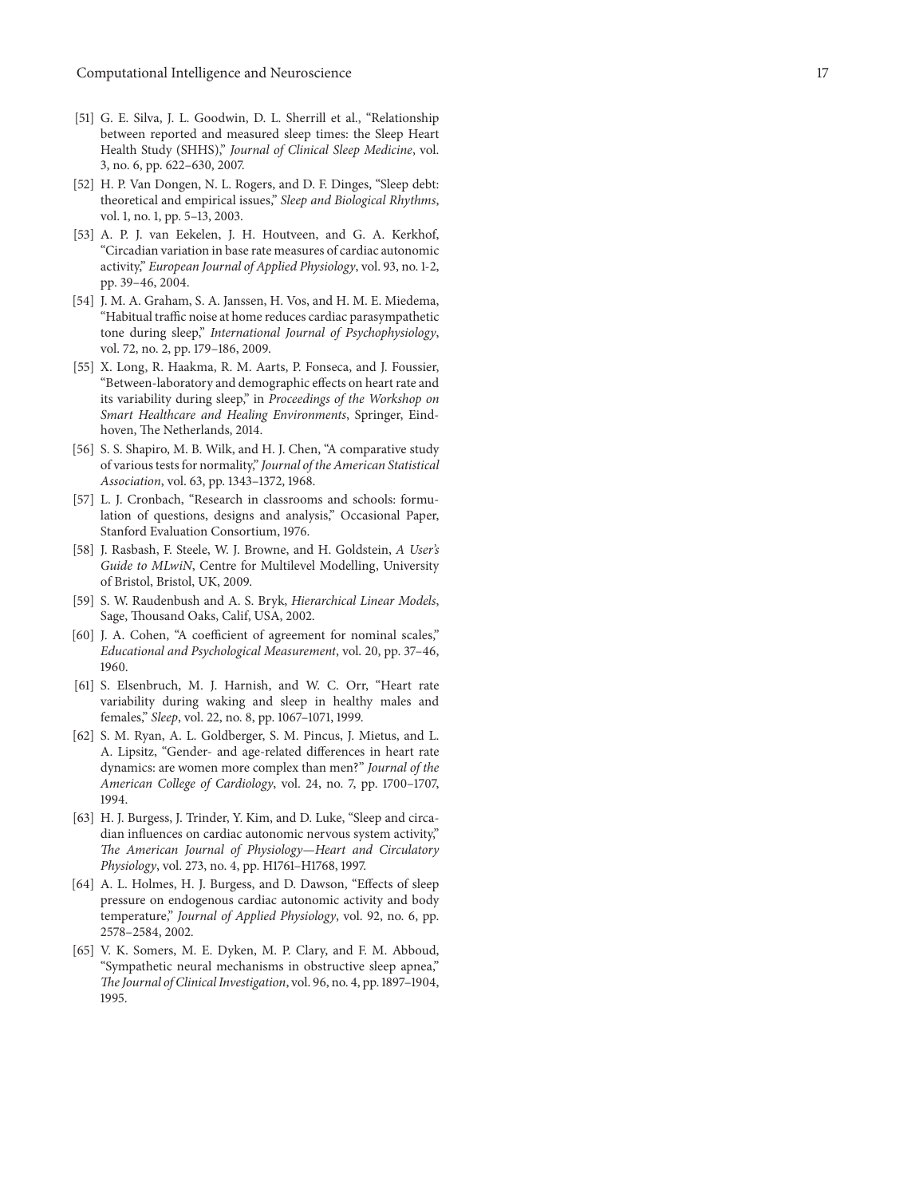[51] G. E. Silva, J. L. Goodwin, D. L. Sherrill et al., "Relationship between reported and measured sleep times: the Sleep Heart Health Study (SHHS)," *Journal of Clinical Sleep Medicine*, vol. 3, no. 6, pp. 622–630, 2007.

[52] H. P. Van Dongen, N. L. Rogers, and D. F. Dinges, "Sleep debt: theoretical and empirical issues," *Sleep and Biological Rhythms*, vol. 1, no. 1, pp. 5–13, 2003.

[53] A. P. J. van Eekelen, J. H. Houtveen, and G. A. Kerkhof, "Circadian variation in base rate measures of cardiac autonomic activity," *European Journal of Applied Physiology*, vol. 93, no. 1-2, pp. 39–46, 2004.

[54] J. M. A. Graham, S. A. Janssen, H. Vos, and H. M. E. Miedema, "Habitual traffic noise at home reduces cardiac parasympathetic tone during sleep," *International Journal of Psychophysiology*, vol. 72, no. 2, pp. 179–186, 2009.

[55] X. Long, R. Haakma, R. M. Aarts, P. Fonseca, and J. Foussier, "Between-laboratory and demographic effects on heart rate and its variability during sleep," in *Proceedings of the Workshop on Smart Healthcare and Healing Environments*, Springer, Eindhoven, The Netherlands, 2014.

[56] S. S. Shapiro, M. B. Wilk, and H. J. Chen, "A comparative study of various tests for normality," *Journal of the American Statistical Association*, vol. 63, pp. 1343–1372, 1968.

[57] L. J. Cronbach, "Research in classrooms and schools: formulation of questions, designs and analysis," Occasional Paper, Stanford Evaluation Consortium, 1976.

[58] J. Rasbash, F. Steele, W. J. Browne, and H. Goldstein, *A User's Guide to MLwiN*, Centre for Multilevel Modelling, University of Bristol, Bristol, UK, 2009.

[59] S. W. Raudenbush and A. S. Bryk, *Hierarchical Linear Models*, Sage, Thousand Oaks, Calif, USA, 2002.

[60] J. A. Cohen, "A coefficient of agreement for nominal scales," *Educational and Psychological Measurement*, vol. 20, pp. 37–46, 1960.

[61] S. Elsenbruch, M. J. Harnish, and W. C. Orr, "Heart rate variability during waking and sleep in healthy males and females," *Sleep*, vol. 22, no. 8, pp. 1067–1071, 1999.

[62] S. M. Ryan, A. L. Goldberger, S. M. Pincus, J. Mietus, and L. A. Lipsitz, "Gender- and age-related differences in heart rate dynamics: are women more complex than men?" *Journal of the American College of Cardiology*, vol. 24, no. 7, pp. 1700–1707, 1994.

[63] H. J. Burgess, J. Trinder, Y. Kim, and D. Luke, "Sleep and circadian influences on cardiac autonomic nervous system activity," *The American Journal of Physiology—Heart and Circulatory Physiology*, vol. 273, no. 4, pp. H1761–H1768, 1997.

[64] A. L. Holmes, H. J. Burgess, and D. Dawson, "Effects of sleep pressure on endogenous cardiac autonomic activity and body temperature," *Journal of Applied Physiology*, vol. 92, no. 6, pp. 2578–2584, 2002.

[65] V. K. Somers, M. E. Dyken, M. P. Clary, and F. M. Abboud, "Sympathetic neural mechanisms in obstructive sleep apnea," *The Journal of Clinical Investigation*, vol. 96, no. 4, pp. 1897–1904, 1995.